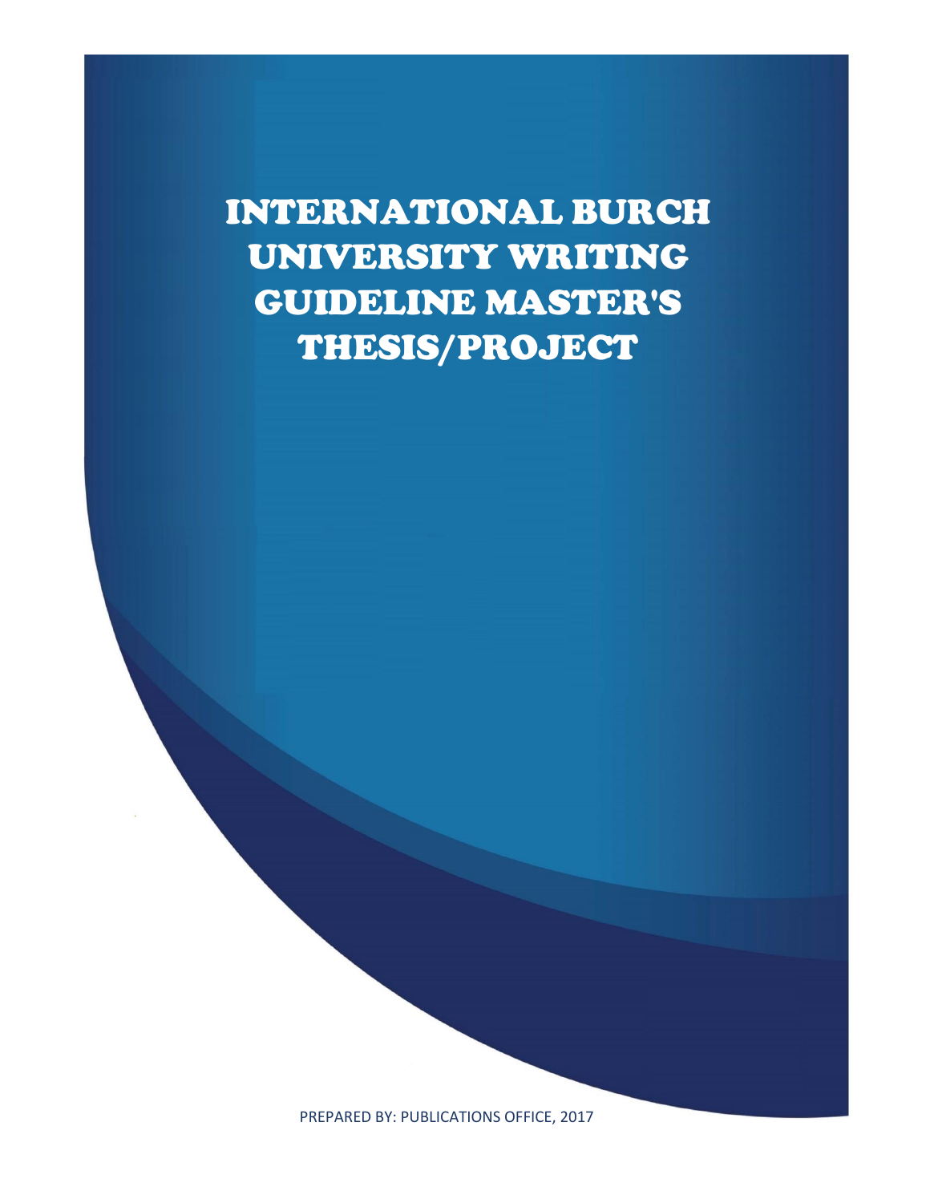# INTERNATIONAL BURCH UNIVERSITY WRITING GUIDELINE MASTER'S THESIS/PROJECT

PREPARED BY: PUBLICATIONS OFFICE, 2017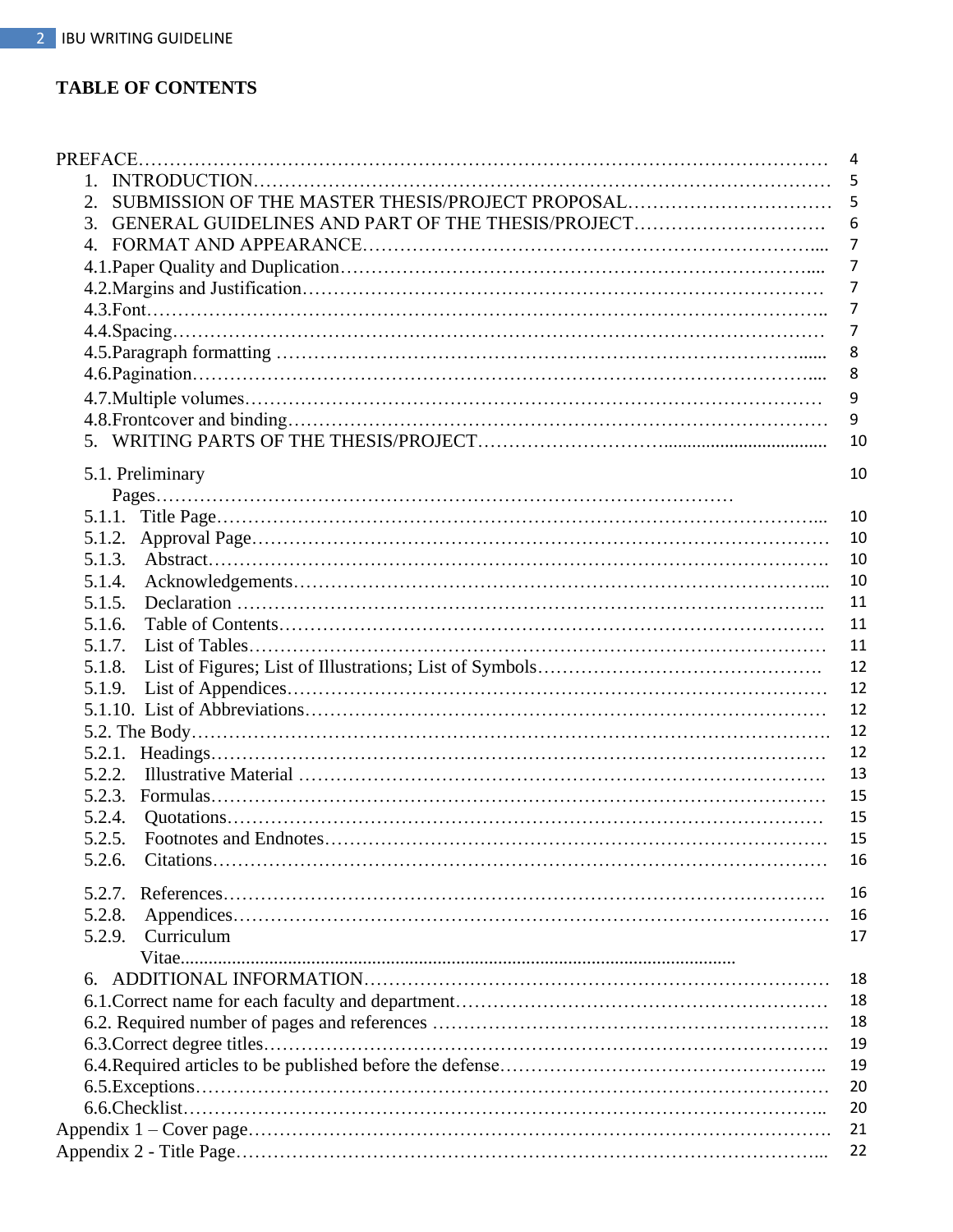## TABLE OF CONTENTS

| | |
|---|---|
| PREFACE | 4 |
| 1. INTRODUCTION | 5 |
| 2. SUBMISSION OF THE MASTER THESIS/PROJECT PROPOSAL | 5 |
| 3. GENERAL GUIDELINES AND PART OF THE THESIS/PROJECT | 6 |
| 4. FORMAT AND APPEARANCE | 7 |
| 4.1. Paper Quality and Duplication | 7 |
| 4.2. Margins and Justification | 7 |
| 4.3. Font | 7 |
| 4.4. Spacing | 7 |
| 4.5. Paragraph formatting | 8 |
| 4.6. Pagination | 8 |
| 4.7. Multiple volumes | 9 |
| 4.8. Frontcover and binding | 9 |
| 5. WRITING PARTS OF THE THESIS/PROJECT | 10 |
| 5.1. Preliminary Pages | 10 |
| 5.1.1. Title Page | 10 |
| 5.1.2. Approval Page | 10 |
| 5.1.3. Abstract | 10 |
| 5.1.4. Acknowledgements | 10 |
| 5.1.5. Declaration | 11 |
| 5.1.6. Table of Contents | 11 |
| 5.1.7. List of Tables | 11 |
| 5.1.8. List of Figures; List of Illustrations; List of Symbols | 12 |
| 5.1.9. List of Appendices | 12 |
| 5.1.10. List of Abbreviations | 12 |
| 5.2. The Body | 12 |
| 5.2.1. Headings | 12 |
| 5.2.2. Illustrative Material | 13 |
| 5.2.3. Formulas | 15 |
| 5.2.4. Quotations | 15 |
| 5.2.5. Footnotes and Endnotes | 15 |
| 5.2.6. Citations | 16 |
| 5.2.7. References | 16 |
| 5.2.8. Appendices | 16 |
| 5.2.9. Curriculum Vitae | 17 |
| 6. ADDITIONAL INFORMATION | 18 |
| 6.1. Correct name for each faculty and department | 18 |
| 6.2. Required number of pages and references | 18 |
| 6.3. Correct degree titles | 19 |
| 6.4. Required articles to be published before the defense | 19 |
| 6.5. Exceptions | 20 |
| 6.6. Checklist | 20 |
| Appendix 1 – Cover page | 21 |
| Appendix 2 - Title Page | 22 |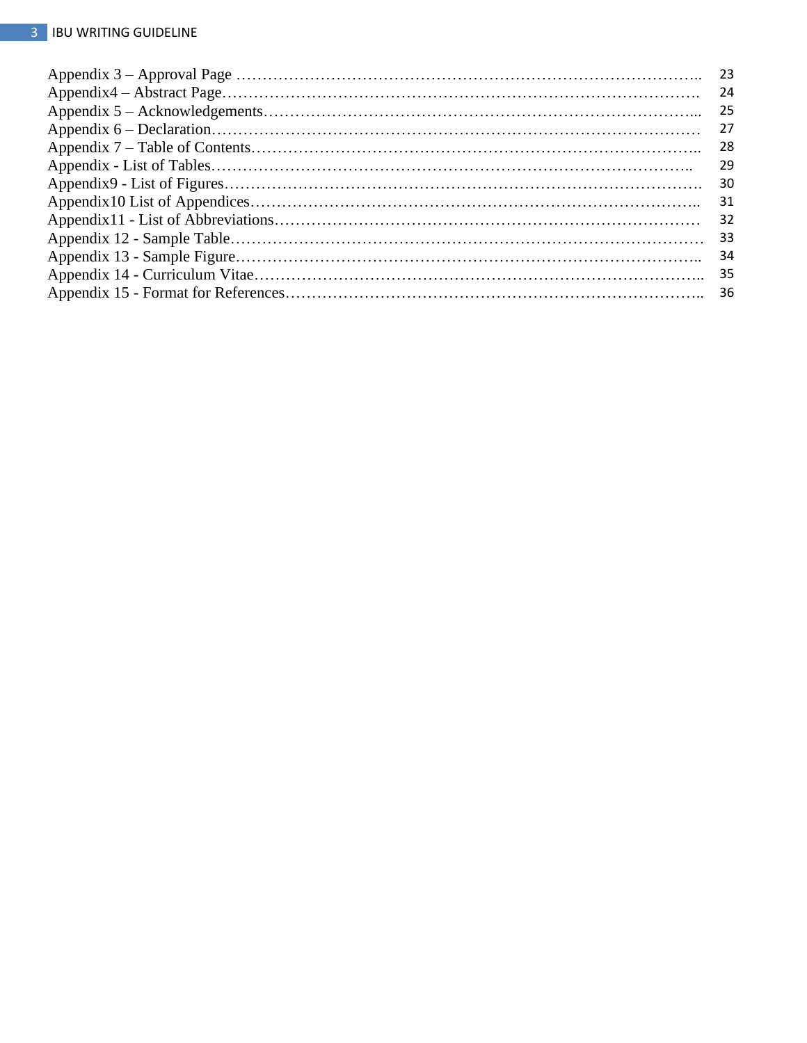Appendix 3 – Approval Page ………………………………………………………………………….. 23
Appendix4 – Abstract Page………………………………………………………………………. 24
Appendix 5 – Acknowledgements………………………………………………………………... 25
Appendix 6 – Declaration………………………………………………………………………… 27
Appendix 7 – Table of Contents………………………………………………………………….. 28
Appendix - List of Tables……………………………………………………………………….. 29
Appendix9 - List of Figures………………………………………………………………………. 30
Appendix10 List of Appendices………………………………………………………………….. 31
Appendix11 - List of Abbreviations……………………………………………………………… 32
Appendix 12 - Sample Table……………………………………………………………………… 33
Appendix 13 - Sample Figure…………………………………………………………………….. 34
Appendix 14 - Curriculum Vitae………………………………………………………………….. 35
Appendix 15 - Format for References…………………………………………………………….. 36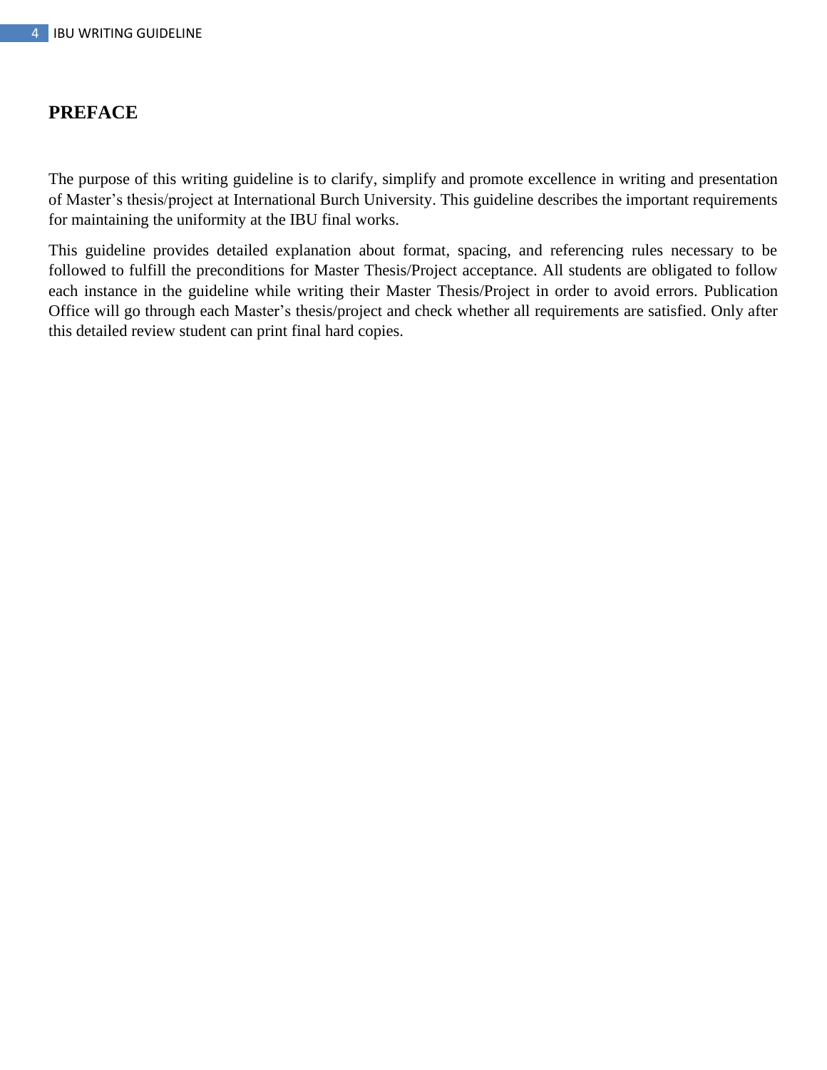# PREFACE

The purpose of this writing guideline is to clarify, simplify and promote excellence in writing and presentation of Master's thesis/project at International Burch University. This guideline describes the important requirements for maintaining the uniformity at the IBU final works.

This guideline provides detailed explanation about format, spacing, and referencing rules necessary to be followed to fulfill the preconditions for Master Thesis/Project acceptance. All students are obligated to follow each instance in the guideline while writing their Master Thesis/Project in order to avoid errors. Publication Office will go through each Master's thesis/project and check whether all requirements are satisfied. Only after this detailed review student can print final hard copies.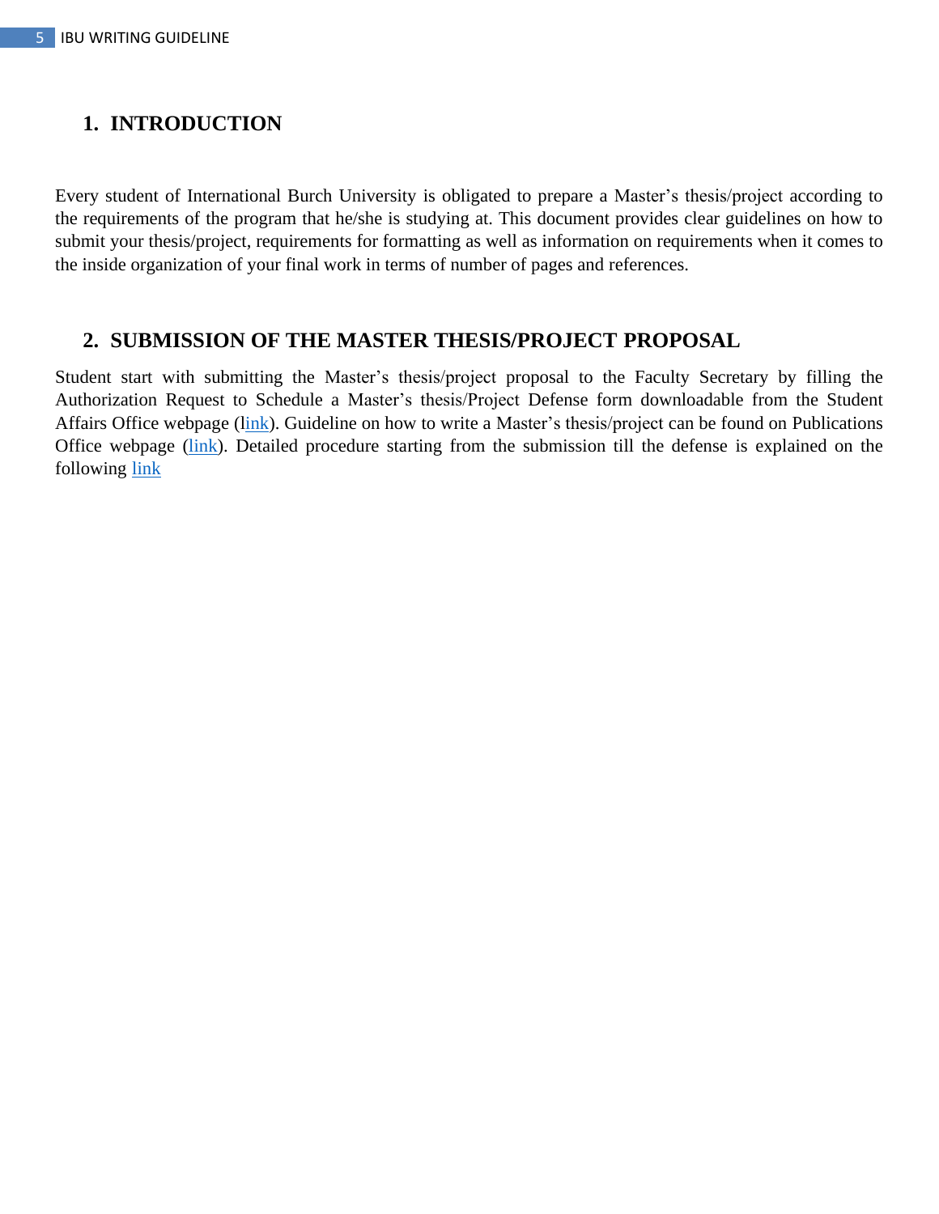# 1. INTRODUCTION

Every student of International Burch University is obligated to prepare a Master's thesis/project according to the requirements of the program that he/she is studying at. This document provides clear guidelines on how to submit your thesis/project, requirements for formatting as well as information on requirements when it comes to the inside organization of your final work in terms of number of pages and references.

# 2. SUBMISSION OF THE MASTER THESIS/PROJECT PROPOSAL

Student start with submitting the Master's thesis/project proposal to the Faculty Secretary by filling the Authorization Request to Schedule a Master's thesis/Project Defense form downloadable from the Student Affairs Office webpage (link). Guideline on how to write a Master's thesis/project can be found on Publications Office webpage (link). Detailed procedure starting from the submission till the defense is explained on the following link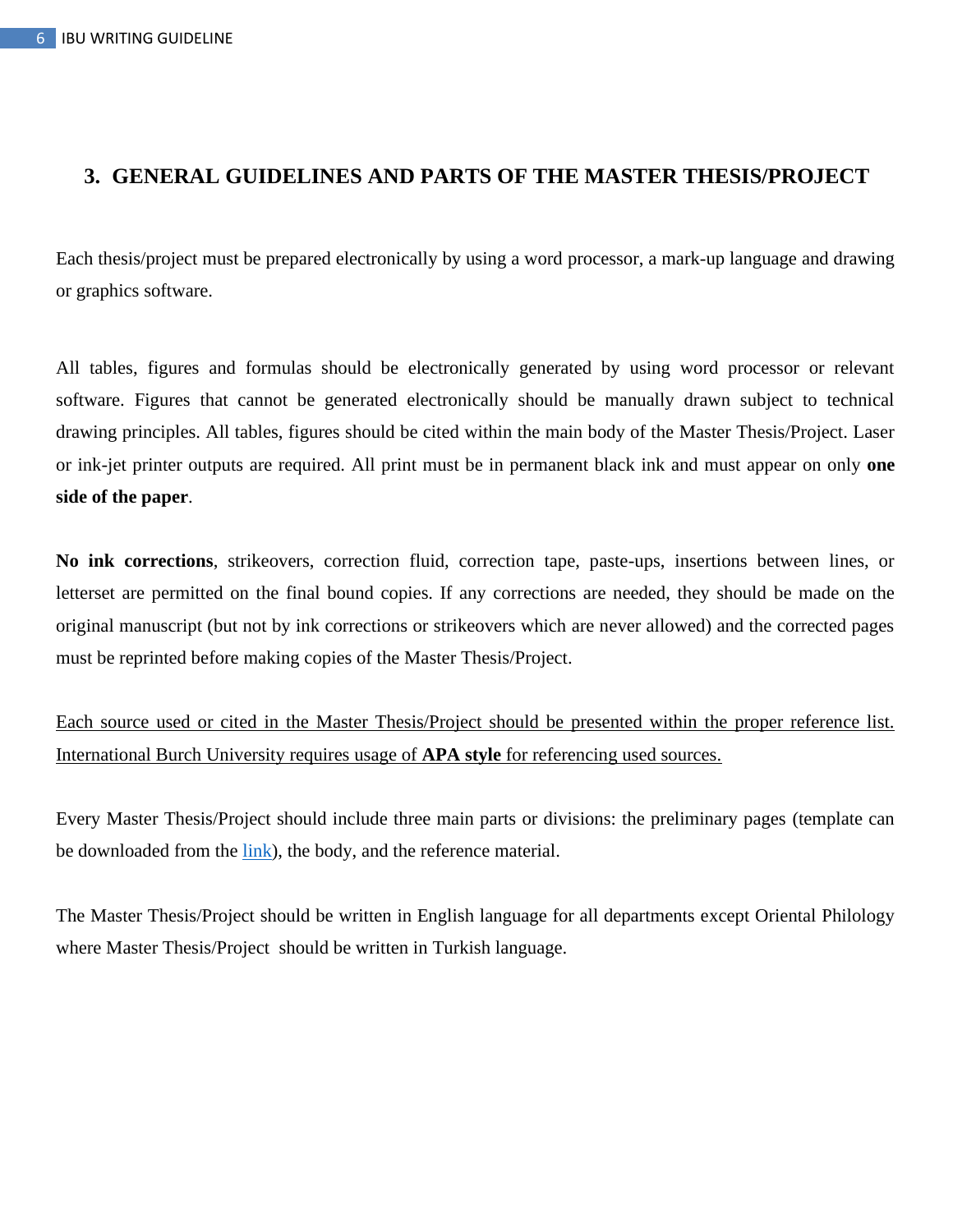# 3. GENERAL GUIDELINES AND PARTS OF THE MASTER THESIS/PROJECT

Each thesis/project must be prepared electronically by using a word processor, a mark-up language and drawing or graphics software.

All tables, figures and formulas should be electronically generated by using word processor or relevant software. Figures that cannot be generated electronically should be manually drawn subject to technical drawing principles. All tables, figures should be cited within the main body of the Master Thesis/Project. Laser or ink-jet printer outputs are required. All print must be in permanent black ink and must appear on only **one side of the paper**.

**No ink corrections**, strikeovers, correction fluid, correction tape, paste-ups, insertions between lines, or letterset are permitted on the final bound copies. If any corrections are needed, they should be made on the original manuscript (but not by ink corrections or strikeovers which are never allowed) and the corrected pages must be reprinted before making copies of the Master Thesis/Project.

<u>Each source used or cited in the Master Thesis/Project should be presented within the proper reference list. International Burch University requires usage of **APA style** for referencing used sources.</u>

Every Master Thesis/Project should include three main parts or divisions: the preliminary pages (template can be downloaded from the link), the body, and the reference material.

The Master Thesis/Project should be written in English language for all departments except Oriental Philology where Master Thesis/Project should be written in Turkish language.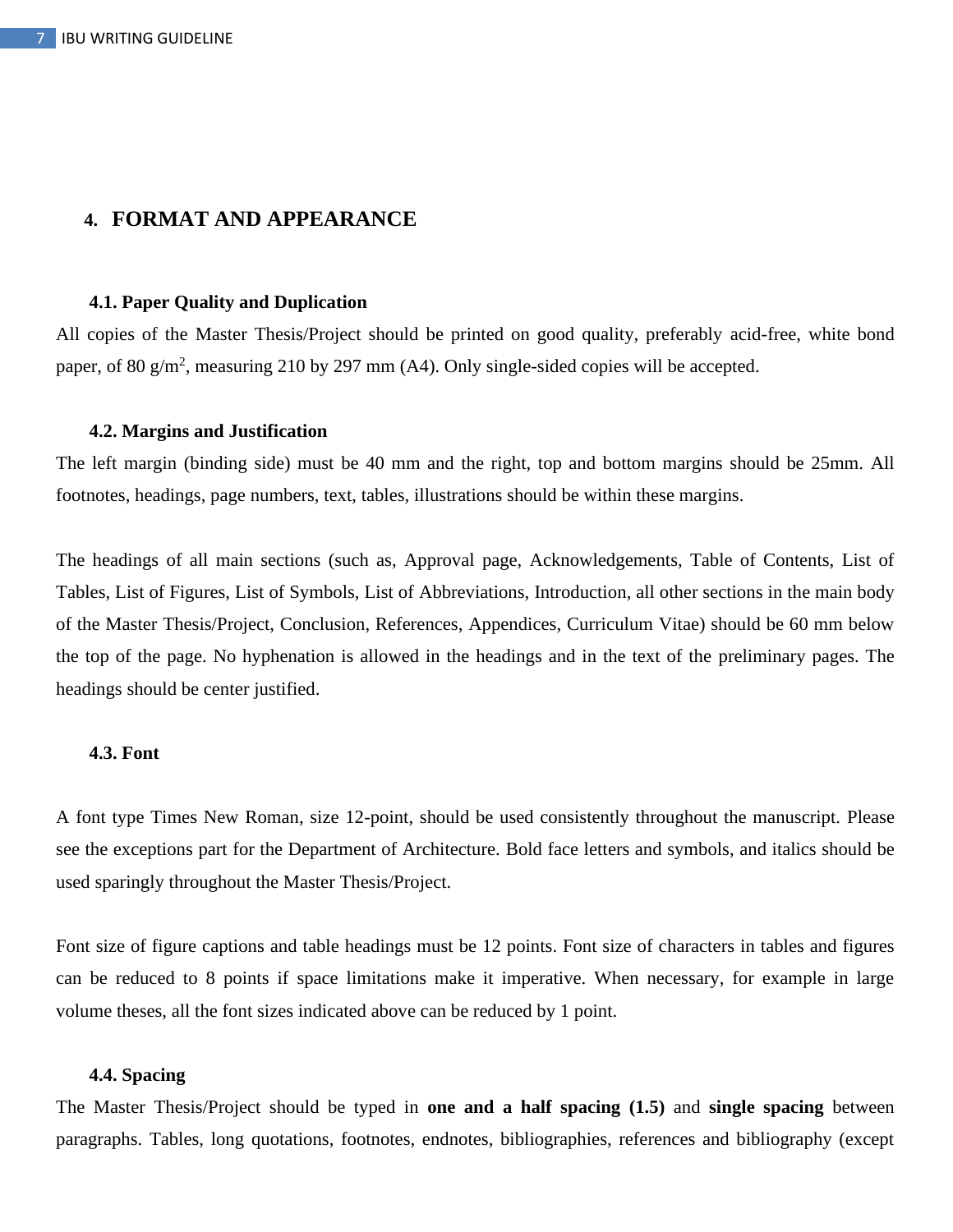# 4. FORMAT AND APPEARANCE

## 4.1. Paper Quality and Duplication

All copies of the Master Thesis/Project should be printed on good quality, preferably acid-free, white bond paper, of 80 g/m$^2$, measuring 210 by 297 mm (A4). Only single-sided copies will be accepted.

## 4.2. Margins and Justification

The left margin (binding side) must be 40 mm and the right, top and bottom margins should be 25mm. All footnotes, headings, page numbers, text, tables, illustrations should be within these margins.

The headings of all main sections (such as, Approval page, Acknowledgements, Table of Contents, List of Tables, List of Figures, List of Symbols, List of Abbreviations, Introduction, all other sections in the main body of the Master Thesis/Project, Conclusion, References, Appendices, Curriculum Vitae) should be 60 mm below the top of the page. No hyphenation is allowed in the headings and in the text of the preliminary pages. The headings should be center justified.

## 4.3. Font

A font type Times New Roman, size 12-point, should be used consistently throughout the manuscript. Please see the exceptions part for the Department of Architecture. Bold face letters and symbols, and italics should be used sparingly throughout the Master Thesis/Project.

Font size of figure captions and table headings must be 12 points. Font size of characters in tables and figures can be reduced to 8 points if space limitations make it imperative. When necessary, for example in large volume theses, all the font sizes indicated above can be reduced by 1 point.

## 4.4. Spacing

The Master Thesis/Project should be typed in **one and a half spacing (1.5)** and **single spacing** between paragraphs. Tables, long quotations, footnotes, endnotes, bibliographies, references and bibliography (except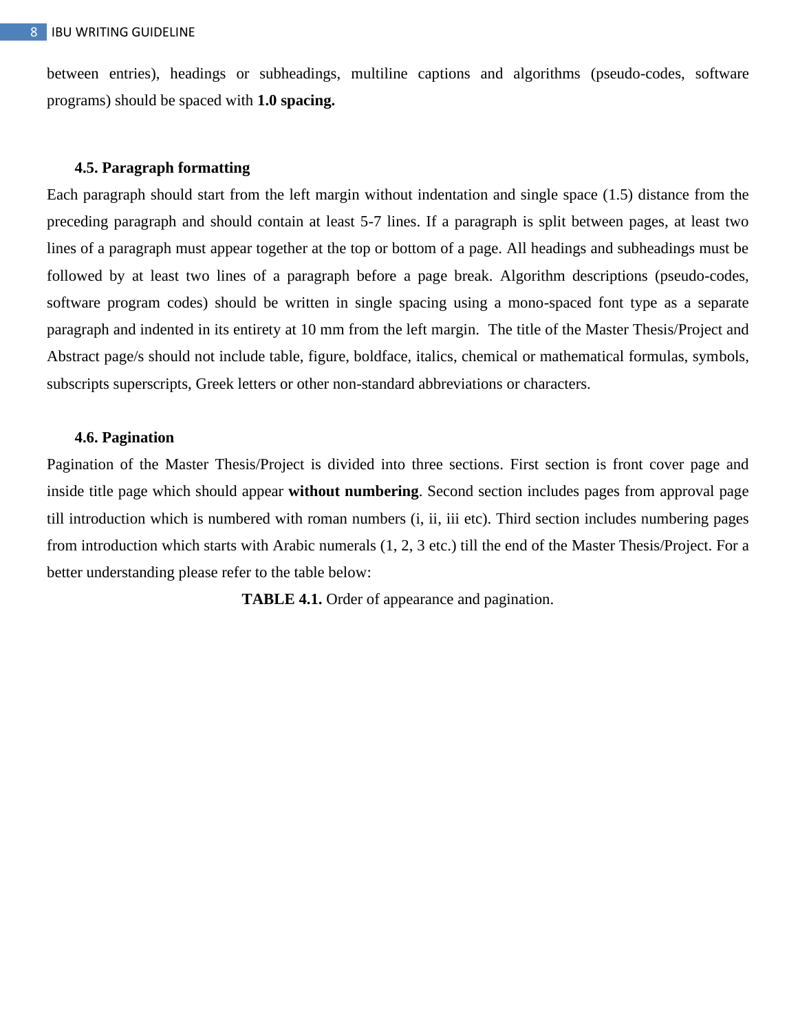between entries), headings or subheadings, multiline captions and algorithms (pseudo-codes, software programs) should be spaced with **1.0 spacing.**

### 4.5. Paragraph formatting

Each paragraph should start from the left margin without indentation and single space (1.5) distance from the preceding paragraph and should contain at least 5-7 lines. If a paragraph is split between pages, at least two lines of a paragraph must appear together at the top or bottom of a page. All headings and subheadings must be followed by at least two lines of a paragraph before a page break. Algorithm descriptions (pseudo-codes, software program codes) should be written in single spacing using a mono-spaced font type as a separate paragraph and indented in its entirety at 10 mm from the left margin. The title of the Master Thesis/Project and Abstract page/s should not include table, figure, boldface, italics, chemical or mathematical formulas, symbols, subscripts superscripts, Greek letters or other non-standard abbreviations or characters.

### 4.6. Pagination

Pagination of the Master Thesis/Project is divided into three sections. First section is front cover page and inside title page which should appear **without numbering**. Second section includes pages from approval page till introduction which is numbered with roman numbers (i, ii, iii etc). Third section includes numbering pages from introduction which starts with Arabic numerals (1, 2, 3 etc.) till the end of the Master Thesis/Project. For a better understanding please refer to the table below:

**TABLE 4.1.** Order of appearance and pagination.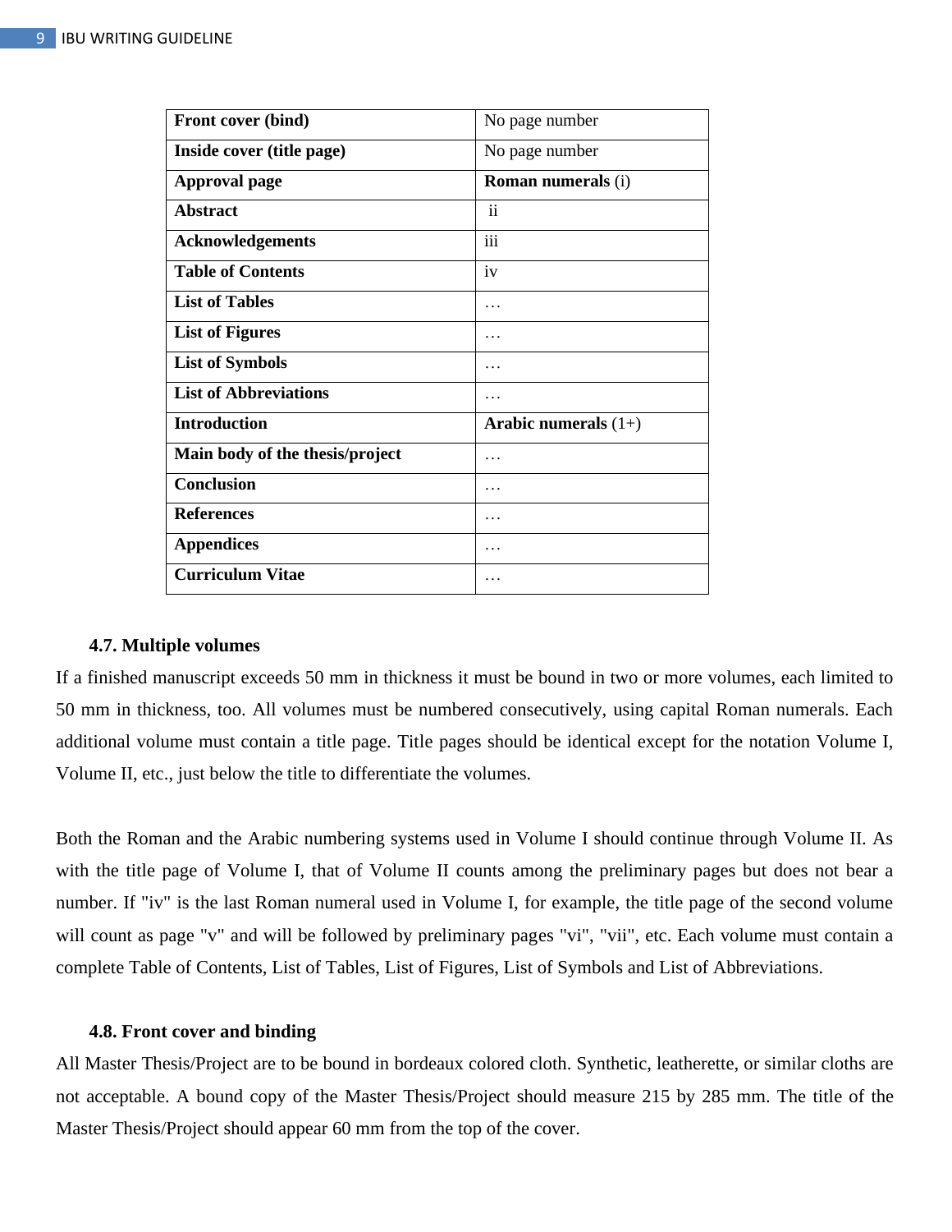| **Front cover (bind)** | No page number |
|---|---|
| **Inside cover (title page)** | No page number |
| **Approval page** | **Roman numerals** (i) |
| **Abstract** | ii |
| **Acknowledgements** | iii |
| **Table of Contents** | iv |
| **List of Tables** | … |
| **List of Figures** | … |
| **List of Symbols** | … |
| **List of Abbreviations** | … |
| **Introduction** | **Arabic numerals** (1+) |
| **Main body of the thesis/project** | … |
| **Conclusion** | … |
| **References** | … |
| **Appendices** | … |
| **Curriculum Vitae** | … |

### 4.7. Multiple volumes

If a finished manuscript exceeds 50 mm in thickness it must be bound in two or more volumes, each limited to 50 mm in thickness, too. All volumes must be numbered consecutively, using capital Roman numerals. Each additional volume must contain a title page. Title pages should be identical except for the notation Volume I, Volume II, etc., just below the title to differentiate the volumes.

Both the Roman and the Arabic numbering systems used in Volume I should continue through Volume II. As with the title page of Volume I, that of Volume II counts among the preliminary pages but does not bear a number. If "iv" is the last Roman numeral used in Volume I, for example, the title page of the second volume will count as page "v" and will be followed by preliminary pages "vi", "vii", etc. Each volume must contain a complete Table of Contents, List of Tables, List of Figures, List of Symbols and List of Abbreviations.

### 4.8. Front cover and binding

All Master Thesis/Project are to be bound in bordeaux colored cloth. Synthetic, leatherette, or similar cloths are not acceptable. A bound copy of the Master Thesis/Project should measure 215 by 285 mm. The title of the Master Thesis/Project should appear 60 mm from the top of the cover.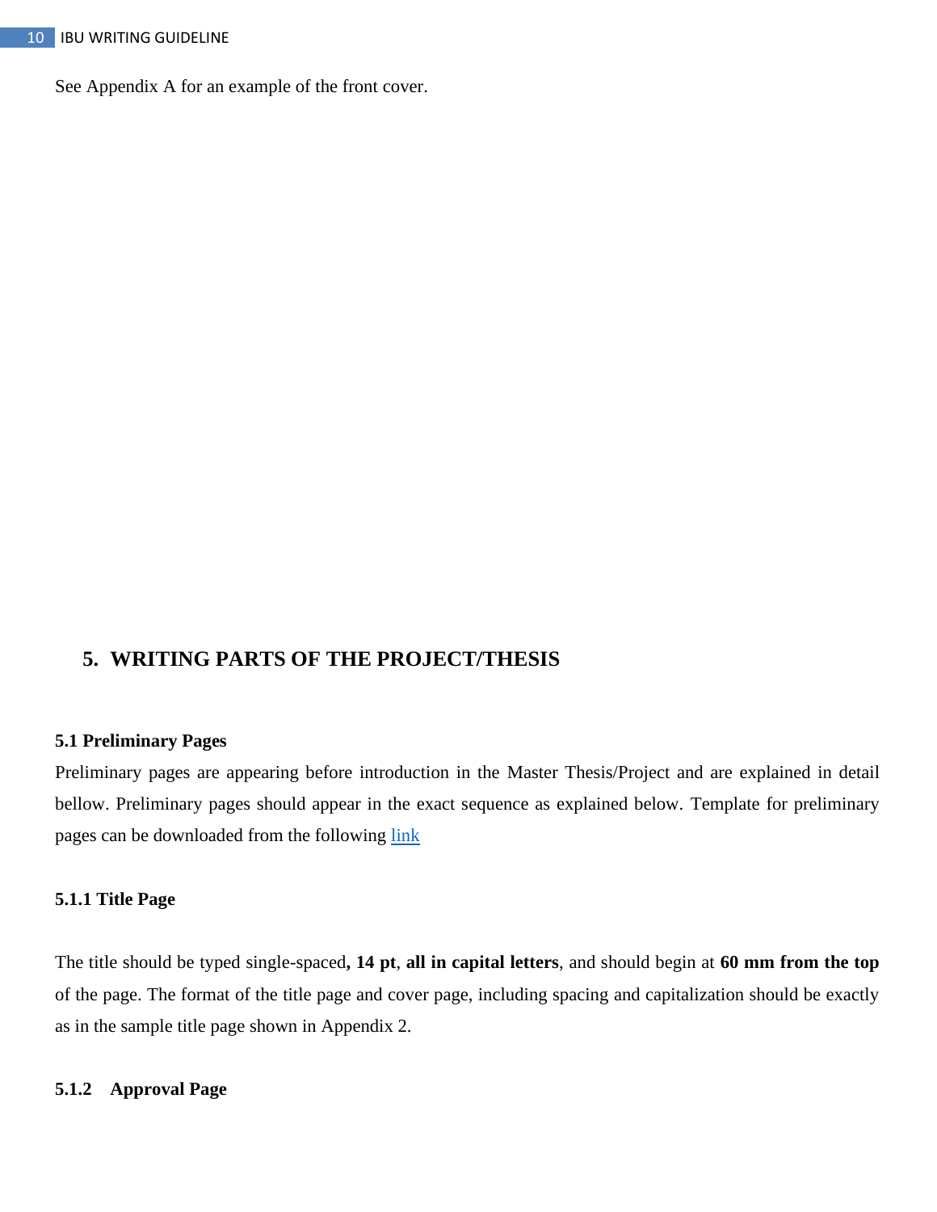See Appendix A for an example of the front cover.

# 5. WRITING PARTS OF THE PROJECT/THESIS

## 5.1 Preliminary Pages

Preliminary pages are appearing before introduction in the Master Thesis/Project and are explained in detail bellow. Preliminary pages should appear in the exact sequence as explained below. Template for preliminary pages can be downloaded from the following link

### 5.1.1 Title Page

The title should be typed single-spaced**, 14 pt**, **all in capital letters**, and should begin at **60 mm from the top** of the page. The format of the title page and cover page, including spacing and capitalization should be exactly as in the sample title page shown in Appendix 2.

### 5.1.2 Approval Page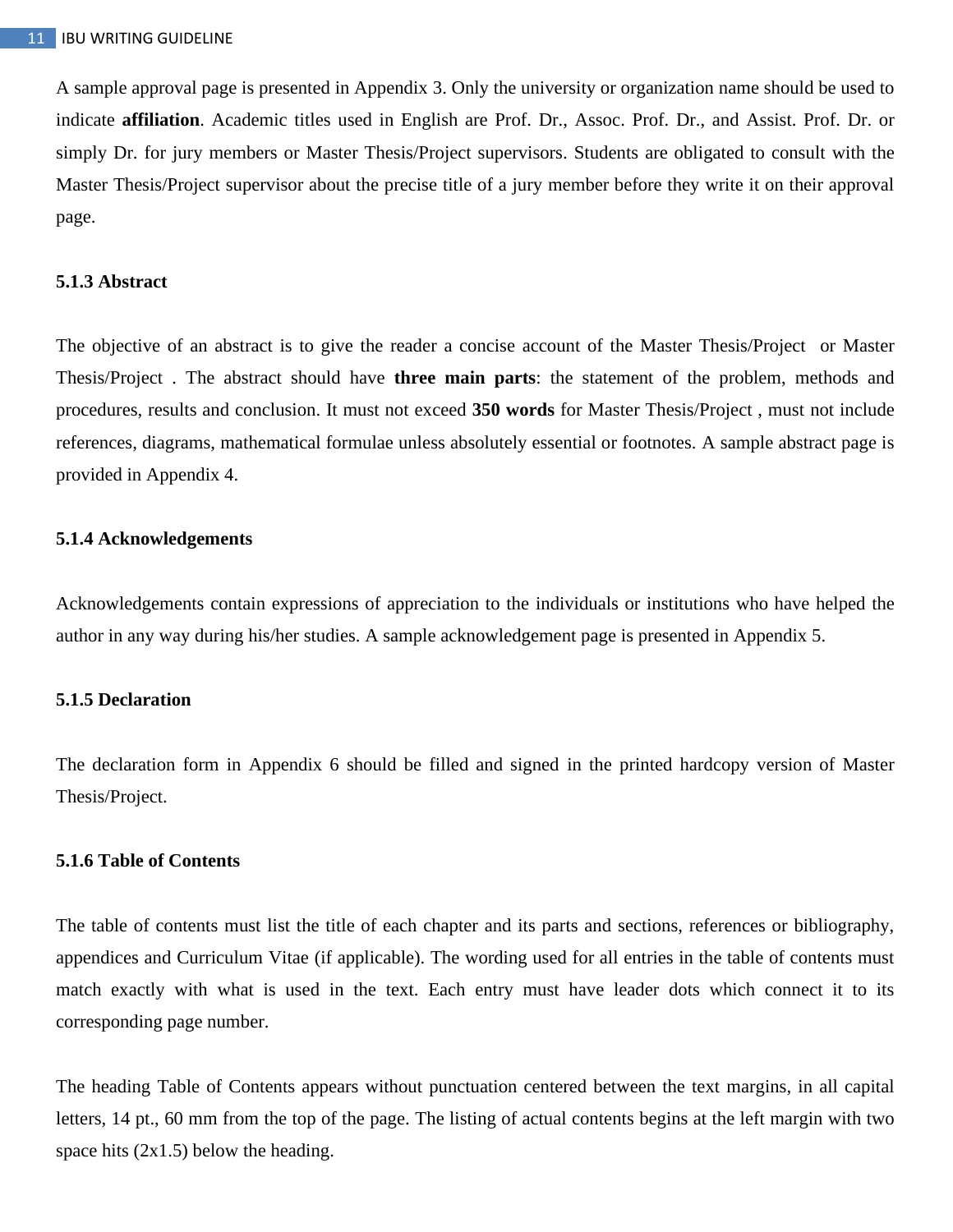A sample approval page is presented in Appendix 3. Only the university or organization name should be used to indicate **affiliation**. Academic titles used in English are Prof. Dr., Assoc. Prof. Dr., and Assist. Prof. Dr. or simply Dr. for jury members or Master Thesis/Project supervisors. Students are obligated to consult with the Master Thesis/Project supervisor about the precise title of a jury member before they write it on their approval page.

### 5.1.3 Abstract

The objective of an abstract is to give the reader a concise account of the Master Thesis/Project or Master Thesis/Project . The abstract should have **three main parts**: the statement of the problem, methods and procedures, results and conclusion. It must not exceed **350 words** for Master Thesis/Project , must not include references, diagrams, mathematical formulae unless absolutely essential or footnotes. A sample abstract page is provided in Appendix 4.

### 5.1.4 Acknowledgements

Acknowledgements contain expressions of appreciation to the individuals or institutions who have helped the author in any way during his/her studies. A sample acknowledgement page is presented in Appendix 5.

### 5.1.5 Declaration

The declaration form in Appendix 6 should be filled and signed in the printed hardcopy version of Master Thesis/Project.

### 5.1.6 Table of Contents

The table of contents must list the title of each chapter and its parts and sections, references or bibliography, appendices and Curriculum Vitae (if applicable). The wording used for all entries in the table of contents must match exactly with what is used in the text. Each entry must have leader dots which connect it to its corresponding page number.

The heading Table of Contents appears without punctuation centered between the text margins, in all capital letters, 14 pt., 60 mm from the top of the page. The listing of actual contents begins at the left margin with two space hits (2x1.5) below the heading.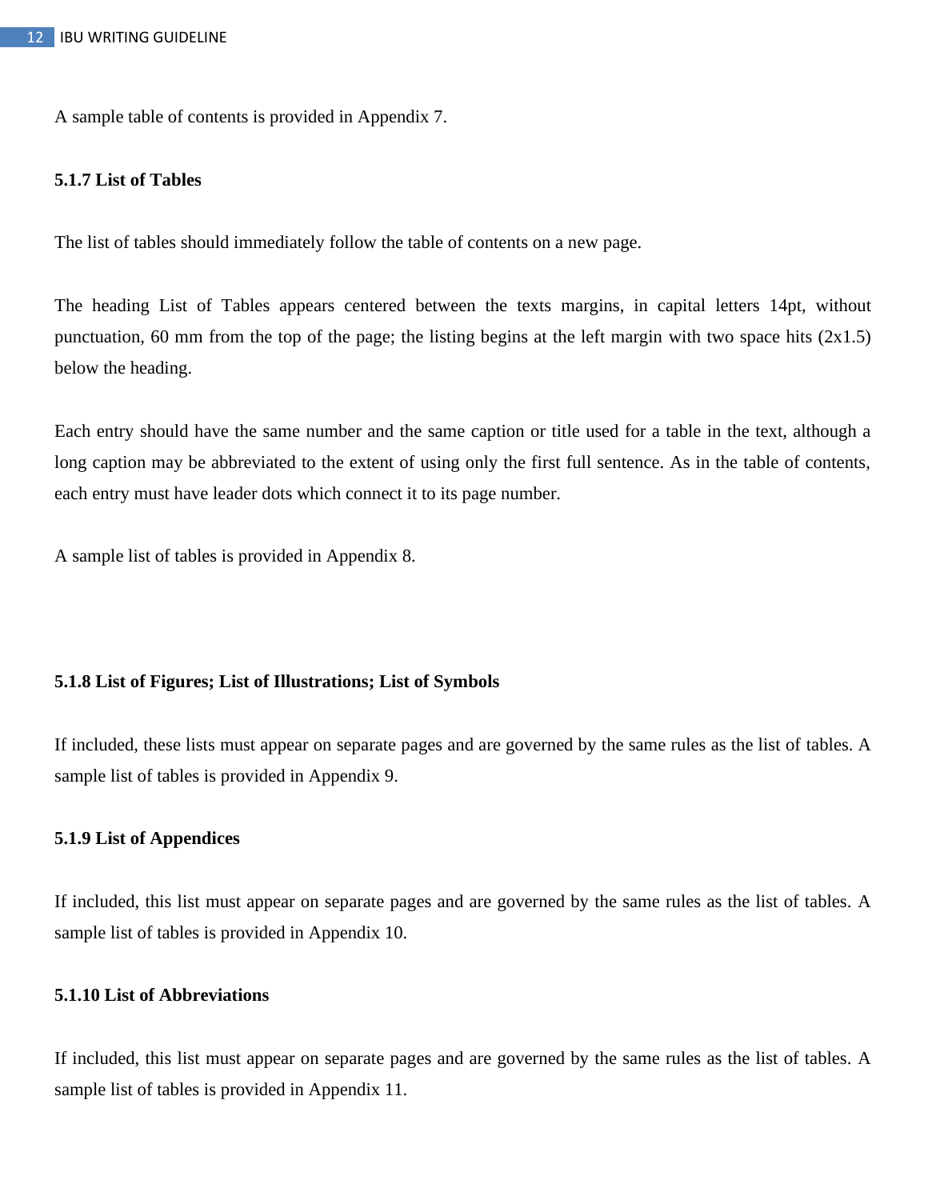A sample table of contents is provided in Appendix 7.

### 5.1.7 List of Tables

The list of tables should immediately follow the table of contents on a new page.

The heading List of Tables appears centered between the texts margins, in capital letters 14pt, without punctuation, 60 mm from the top of the page; the listing begins at the left margin with two space hits (2x1.5) below the heading.

Each entry should have the same number and the same caption or title used for a table in the text, although a long caption may be abbreviated to the extent of using only the first full sentence. As in the table of contents, each entry must have leader dots which connect it to its page number.

A sample list of tables is provided in Appendix 8.

### 5.1.8 List of Figures; List of Illustrations; List of Symbols

If included, these lists must appear on separate pages and are governed by the same rules as the list of tables. A sample list of tables is provided in Appendix 9.

### 5.1.9 List of Appendices

If included, this list must appear on separate pages and are governed by the same rules as the list of tables. A sample list of tables is provided in Appendix 10.

### 5.1.10 List of Abbreviations

If included, this list must appear on separate pages and are governed by the same rules as the list of tables. A sample list of tables is provided in Appendix 11.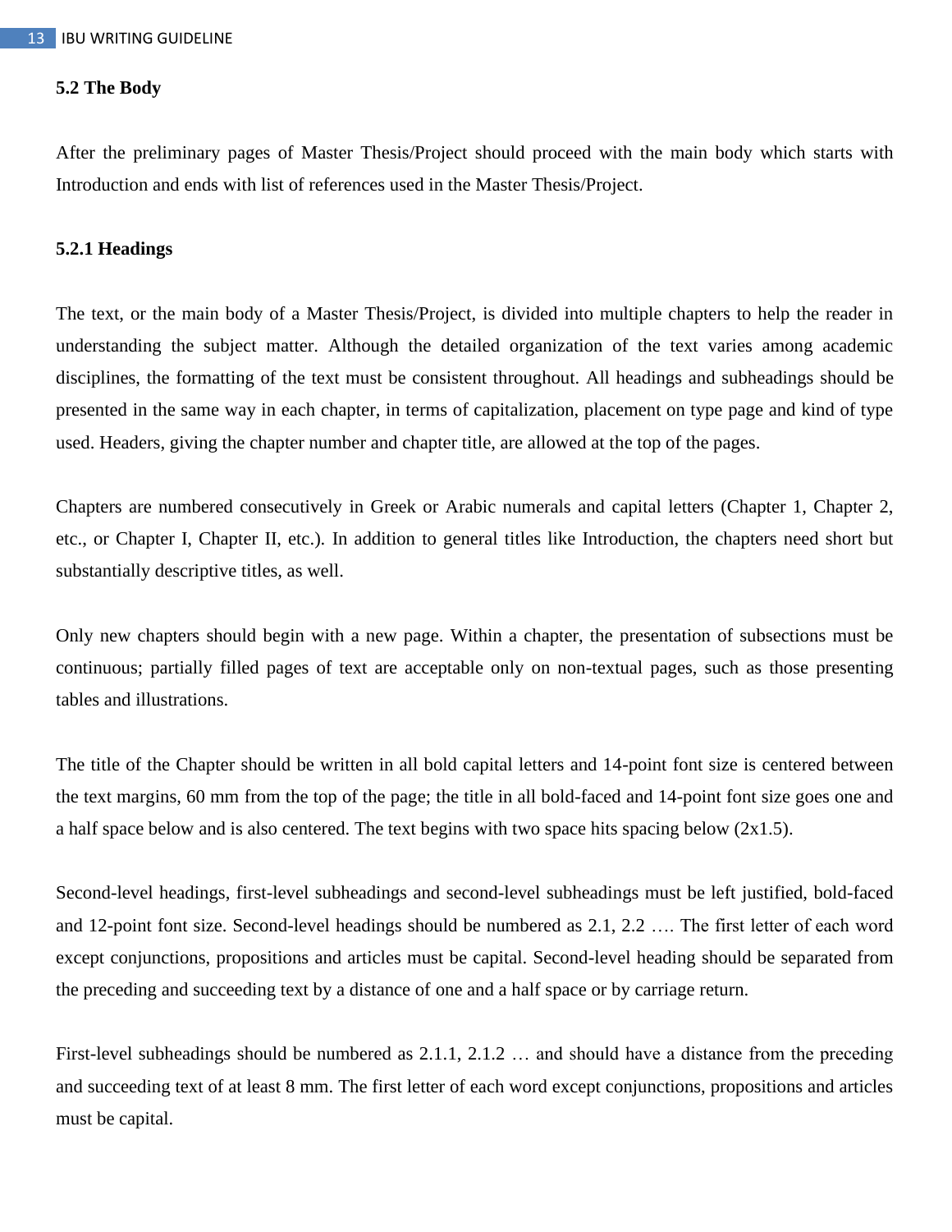## 5.2 The Body

After the preliminary pages of Master Thesis/Project should proceed with the main body which starts with Introduction and ends with list of references used in the Master Thesis/Project.

### 5.2.1 Headings

The text, or the main body of a Master Thesis/Project, is divided into multiple chapters to help the reader in understanding the subject matter. Although the detailed organization of the text varies among academic disciplines, the formatting of the text must be consistent throughout. All headings and subheadings should be presented in the same way in each chapter, in terms of capitalization, placement on type page and kind of type used. Headers, giving the chapter number and chapter title, are allowed at the top of the pages.

Chapters are numbered consecutively in Greek or Arabic numerals and capital letters (Chapter 1, Chapter 2, etc., or Chapter I, Chapter II, etc.). In addition to general titles like Introduction, the chapters need short but substantially descriptive titles, as well.

Only new chapters should begin with a new page. Within a chapter, the presentation of subsections must be continuous; partially filled pages of text are acceptable only on non-textual pages, such as those presenting tables and illustrations.

The title of the Chapter should be written in all bold capital letters and 14-point font size is centered between the text margins, 60 mm from the top of the page; the title in all bold-faced and 14-point font size goes one and a half space below and is also centered. The text begins with two space hits spacing below (2x1.5).

Second-level headings, first-level subheadings and second-level subheadings must be left justified, bold-faced and 12-point font size. Second-level headings should be numbered as 2.1, 2.2 …. The first letter of each word except conjunctions, propositions and articles must be capital. Second-level heading should be separated from the preceding and succeeding text by a distance of one and a half space or by carriage return.

First-level subheadings should be numbered as 2.1.1, 2.1.2 … and should have a distance from the preceding and succeeding text of at least 8 mm. The first letter of each word except conjunctions, propositions and articles must be capital.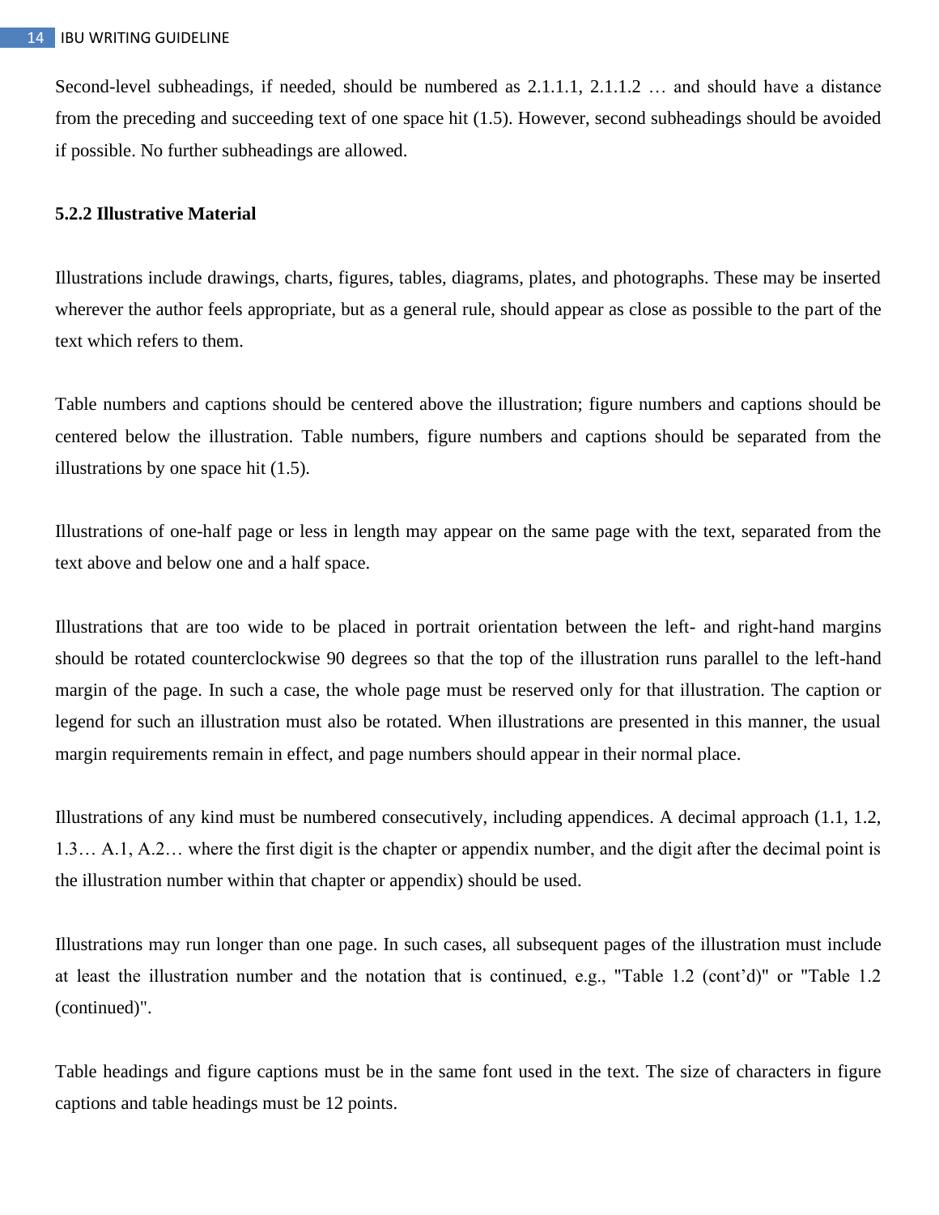Second-level subheadings, if needed, should be numbered as 2.1.1.1, 2.1.1.2 … and should have a distance from the preceding and succeeding text of one space hit (1.5). However, second subheadings should be avoided if possible. No further subheadings are allowed.

### 5.2.2 Illustrative Material

Illustrations include drawings, charts, figures, tables, diagrams, plates, and photographs. These may be inserted wherever the author feels appropriate, but as a general rule, should appear as close as possible to the part of the text which refers to them.

Table numbers and captions should be centered above the illustration; figure numbers and captions should be centered below the illustration. Table numbers, figure numbers and captions should be separated from the illustrations by one space hit (1.5).

Illustrations of one-half page or less in length may appear on the same page with the text, separated from the text above and below one and a half space.

Illustrations that are too wide to be placed in portrait orientation between the left- and right-hand margins should be rotated counterclockwise 90 degrees so that the top of the illustration runs parallel to the left-hand margin of the page. In such a case, the whole page must be reserved only for that illustration. The caption or legend for such an illustration must also be rotated. When illustrations are presented in this manner, the usual margin requirements remain in effect, and page numbers should appear in their normal place.

Illustrations of any kind must be numbered consecutively, including appendices. A decimal approach (1.1, 1.2, 1.3… A.1, A.2… where the first digit is the chapter or appendix number, and the digit after the decimal point is the illustration number within that chapter or appendix) should be used.

Illustrations may run longer than one page. In such cases, all subsequent pages of the illustration must include at least the illustration number and the notation that is continued, e.g., "Table 1.2 (cont'd)" or "Table 1.2 (continued)".

Table headings and figure captions must be in the same font used in the text. The size of characters in figure captions and table headings must be 12 points.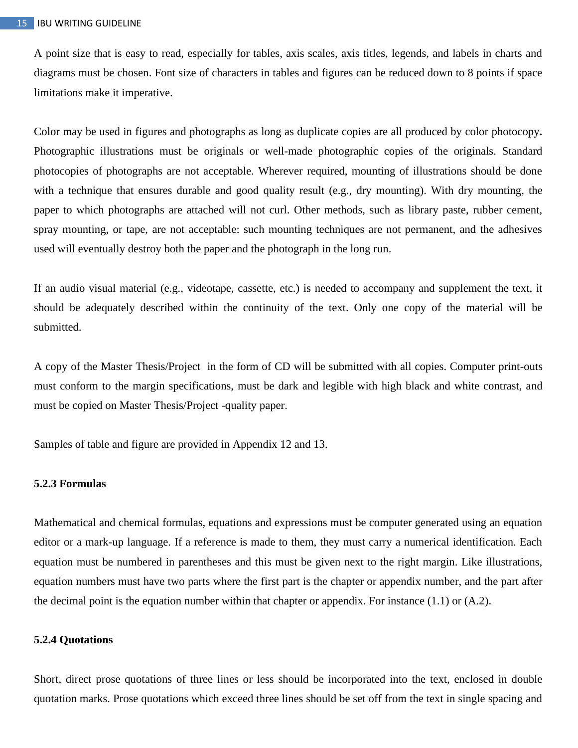A point size that is easy to read, especially for tables, axis scales, axis titles, legends, and labels in charts and diagrams must be chosen. Font size of characters in tables and figures can be reduced down to 8 points if space limitations make it imperative.

Color may be used in figures and photographs as long as duplicate copies are all produced by color photocopy**.** Photographic illustrations must be originals or well-made photographic copies of the originals. Standard photocopies of photographs are not acceptable. Wherever required, mounting of illustrations should be done with a technique that ensures durable and good quality result (e.g., dry mounting). With dry mounting, the paper to which photographs are attached will not curl. Other methods, such as library paste, rubber cement, spray mounting, or tape, are not acceptable: such mounting techniques are not permanent, and the adhesives used will eventually destroy both the paper and the photograph in the long run.

If an audio visual material (e.g., videotape, cassette, etc.) is needed to accompany and supplement the text, it should be adequately described within the continuity of the text. Only one copy of the material will be submitted.

A copy of the Master Thesis/Project in the form of CD will be submitted with all copies. Computer print-outs must conform to the margin specifications, must be dark and legible with high black and white contrast, and must be copied on Master Thesis/Project -quality paper.

Samples of table and figure are provided in Appendix 12 and 13.

### 5.2.3 Formulas

Mathematical and chemical formulas, equations and expressions must be computer generated using an equation editor or a mark-up language. If a reference is made to them, they must carry a numerical identification. Each equation must be numbered in parentheses and this must be given next to the right margin. Like illustrations, equation numbers must have two parts where the first part is the chapter or appendix number, and the part after the decimal point is the equation number within that chapter or appendix. For instance (1.1) or (A.2).

### 5.2.4 Quotations

Short, direct prose quotations of three lines or less should be incorporated into the text, enclosed in double quotation marks. Prose quotations which exceed three lines should be set off from the text in single spacing and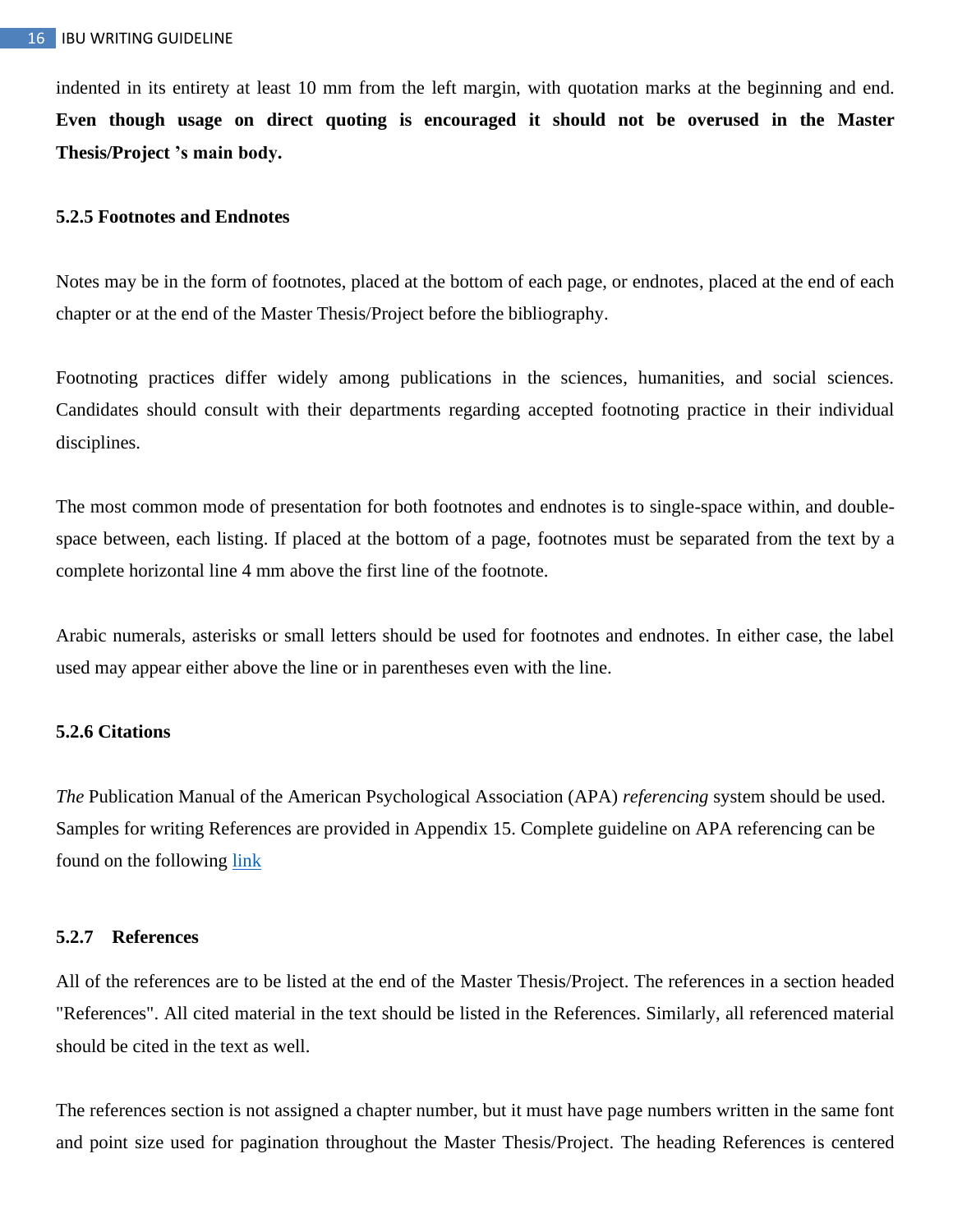indented in its entirety at least 10 mm from the left margin, with quotation marks at the beginning and end. **Even though usage on direct quoting is encouraged it should not be overused in the Master Thesis/Project 's main body.**

### 5.2.5 Footnotes and Endnotes

Notes may be in the form of footnotes, placed at the bottom of each page, or endnotes, placed at the end of each chapter or at the end of the Master Thesis/Project before the bibliography.

Footnoting practices differ widely among publications in the sciences, humanities, and social sciences. Candidates should consult with their departments regarding accepted footnoting practice in their individual disciplines.

The most common mode of presentation for both footnotes and endnotes is to single-space within, and double-space between, each listing. If placed at the bottom of a page, footnotes must be separated from the text by a complete horizontal line 4 mm above the first line of the footnote.

Arabic numerals, asterisks or small letters should be used for footnotes and endnotes. In either case, the label used may appear either above the line or in parentheses even with the line.

### 5.2.6 Citations

*The* Publication Manual of the American Psychological Association (APA) *referencing* system should be used. Samples for writing References are provided in Appendix 15. Complete guideline on APA referencing can be found on the following [link]

### 5.2.7 References

All of the references are to be listed at the end of the Master Thesis/Project. The references in a section headed "References". All cited material in the text should be listed in the References. Similarly, all referenced material should be cited in the text as well.

The references section is not assigned a chapter number, but it must have page numbers written in the same font and point size used for pagination throughout the Master Thesis/Project. The heading References is centered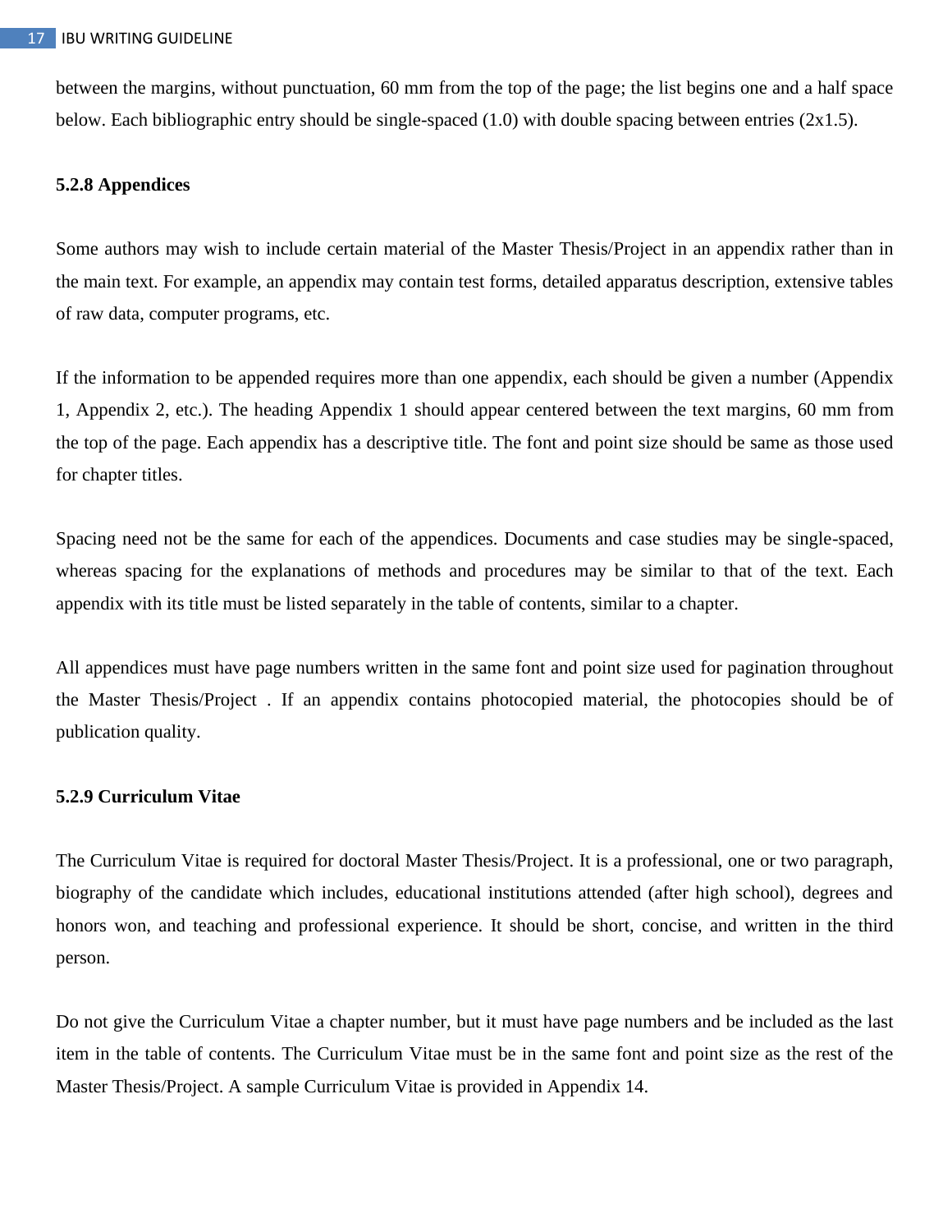between the margins, without punctuation, 60 mm from the top of the page; the list begins one and a half space below. Each bibliographic entry should be single-spaced (1.0) with double spacing between entries (2x1.5).

### 5.2.8 Appendices

Some authors may wish to include certain material of the Master Thesis/Project in an appendix rather than in the main text. For example, an appendix may contain test forms, detailed apparatus description, extensive tables of raw data, computer programs, etc.

If the information to be appended requires more than one appendix, each should be given a number (Appendix 1, Appendix 2, etc.). The heading Appendix 1 should appear centered between the text margins, 60 mm from the top of the page. Each appendix has a descriptive title. The font and point size should be same as those used for chapter titles.

Spacing need not be the same for each of the appendices. Documents and case studies may be single-spaced, whereas spacing for the explanations of methods and procedures may be similar to that of the text. Each appendix with its title must be listed separately in the table of contents, similar to a chapter.

All appendices must have page numbers written in the same font and point size used for pagination throughout the Master Thesis/Project . If an appendix contains photocopied material, the photocopies should be of publication quality.

### 5.2.9 Curriculum Vitae

The Curriculum Vitae is required for doctoral Master Thesis/Project. It is a professional, one or two paragraph, biography of the candidate which includes, educational institutions attended (after high school), degrees and honors won, and teaching and professional experience. It should be short, concise, and written in the third person.

Do not give the Curriculum Vitae a chapter number, but it must have page numbers and be included as the last item in the table of contents. The Curriculum Vitae must be in the same font and point size as the rest of the Master Thesis/Project. A sample Curriculum Vitae is provided in Appendix 14.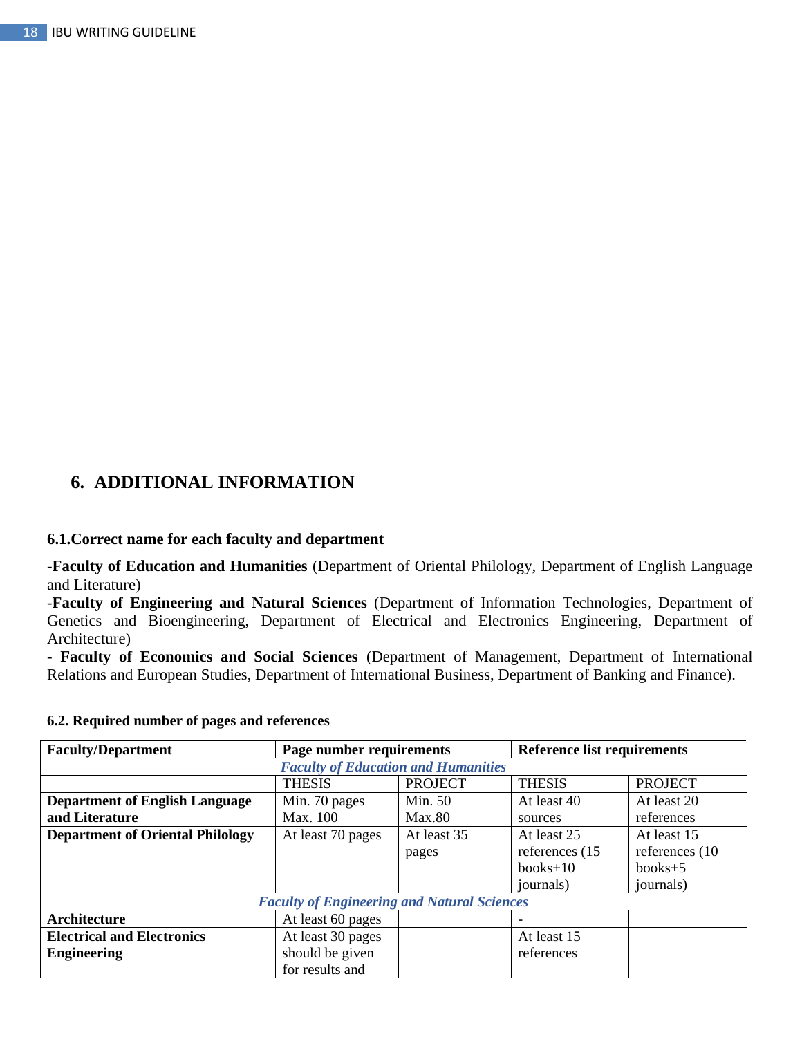# 6. ADDITIONAL INFORMATION

## 6.1. Correct name for each faculty and department

-**Faculty of Education and Humanities** (Department of Oriental Philology, Department of English Language and Literature)
-**Faculty of Engineering and Natural Sciences** (Department of Information Technologies, Department of Genetics and Bioengineering, Department of Electrical and Electronics Engineering, Department of Architecture)
- **Faculty of Economics and Social Sciences** (Department of Management, Department of International Relations and European Studies, Department of International Business, Department of Banking and Finance).

### 6.2. Required number of pages and references

| **Faculty/Department** | **Page number requirements** | | **Reference list requirements** | |
|---|---|---|---|---|
| ***Faculty of Education and Humanities*** | | | | |
| | THESIS | PROJECT | THESIS | PROJECT |
| **Department of English Language and Literature** | Min. 70 pages Max. 100 | Min. 50 Max.80 | At least 40 sources | At least 20 references |
| **Department of Oriental Philology** | At least 70 pages | At least 35 pages | At least 25 references (15 books+10 journals) | At least 15 references (10 books+5 journals) |
| ***Faculty of Engineering and Natural Sciences*** | | | | |
| **Architecture** | At least 60 pages | | - | |
| **Electrical and Electronics Engineering** | At least 30 pages should be given for results and | | At least 15 references | |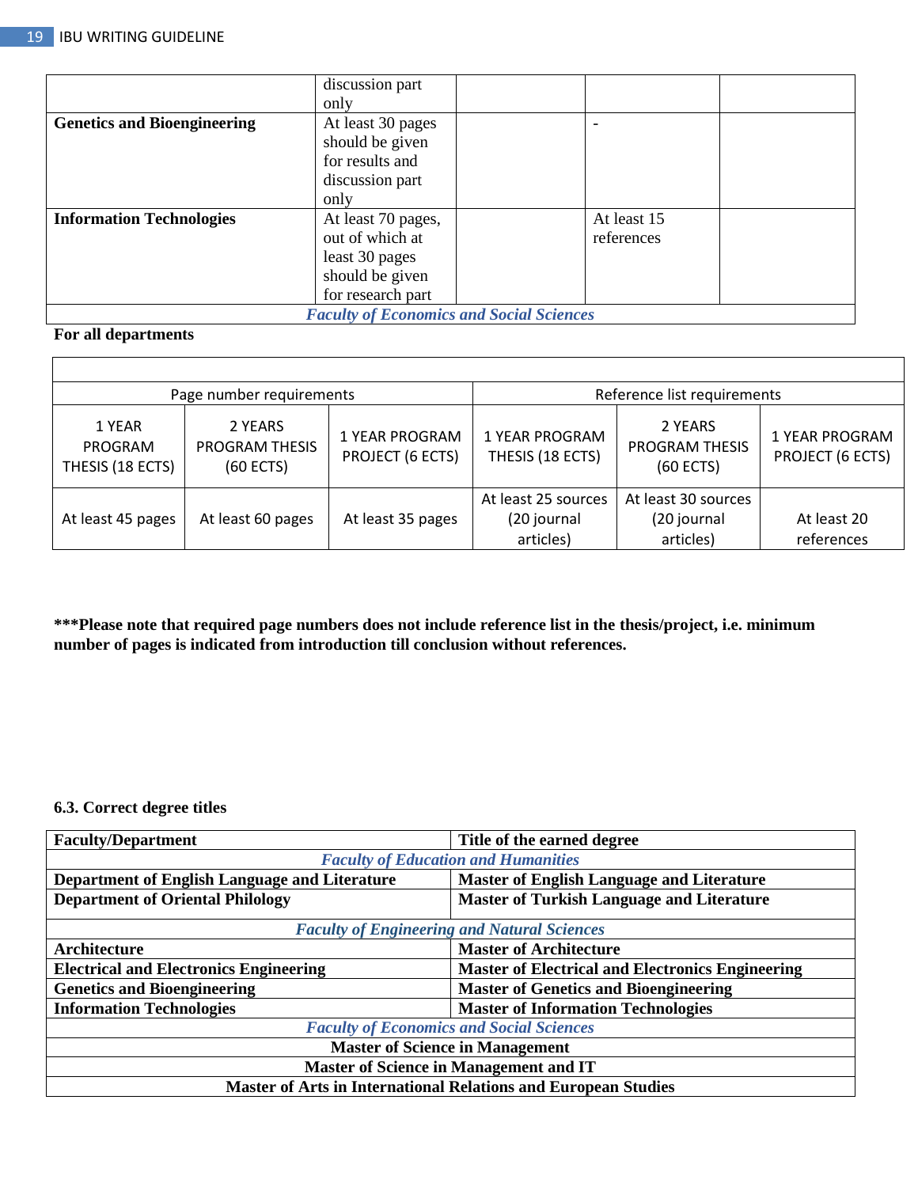| | discussion part only | | | |
|---|---|---|---|---|
| **Genetics and Bioengineering** | At least 30 pages should be given for results and discussion part only | | - | |
| **Information Technologies** | At least 70 pages, out of which at least 30 pages should be given for research part | | At least 15 references | |
| ***Faculty of Economics and Social Sciences*** | | | | |

**For all departments**

| Page number requirements | | | Reference list requirements | | |
|---|---|---|---|---|---|
| 1 YEAR PROGRAM THESIS (18 ECTS) | 2 YEARS PROGRAM THESIS (60 ECTS) | 1 YEAR PROGRAM PROJECT (6 ECTS) | 1 YEAR PROGRAM THESIS (18 ECTS) | 2 YEARS PROGRAM THESIS (60 ECTS) | 1 YEAR PROGRAM PROJECT (6 ECTS) |
| At least 45 pages | At least 60 pages | At least 35 pages | At least 25 sources (20 journal articles) | At least 30 sources (20 journal articles) | At least 20 references |

*****Please note that required page numbers does not include reference list in the thesis/project, i.e. minimum number of pages is indicated from introduction till conclusion without references.**

### 6.3. Correct degree titles

| Faculty/Department | Title of the earned degree |
|---|---|
| ***Faculty of Education and Humanities*** | |
| **Department of English Language and Literature** | **Master of English Language and Literature** |
| **Department of Oriental Philology** | **Master of Turkish Language and Literature** |
| ***Faculty of Engineering and Natural Sciences*** | |
| **Architecture** | **Master of Architecture** |
| **Electrical and Electronics Engineering** | **Master of Electrical and Electronics Engineering** |
| **Genetics and Bioengineering** | **Master of Genetics and Bioengineering** |
| **Information Technologies** | **Master of Information Technologies** |
| ***Faculty of Economics and Social Sciences*** | |
| **Master of Science in Management** | |
| **Master of Science in Management and IT** | |
| **Master of Arts in International Relations and European Studies** | |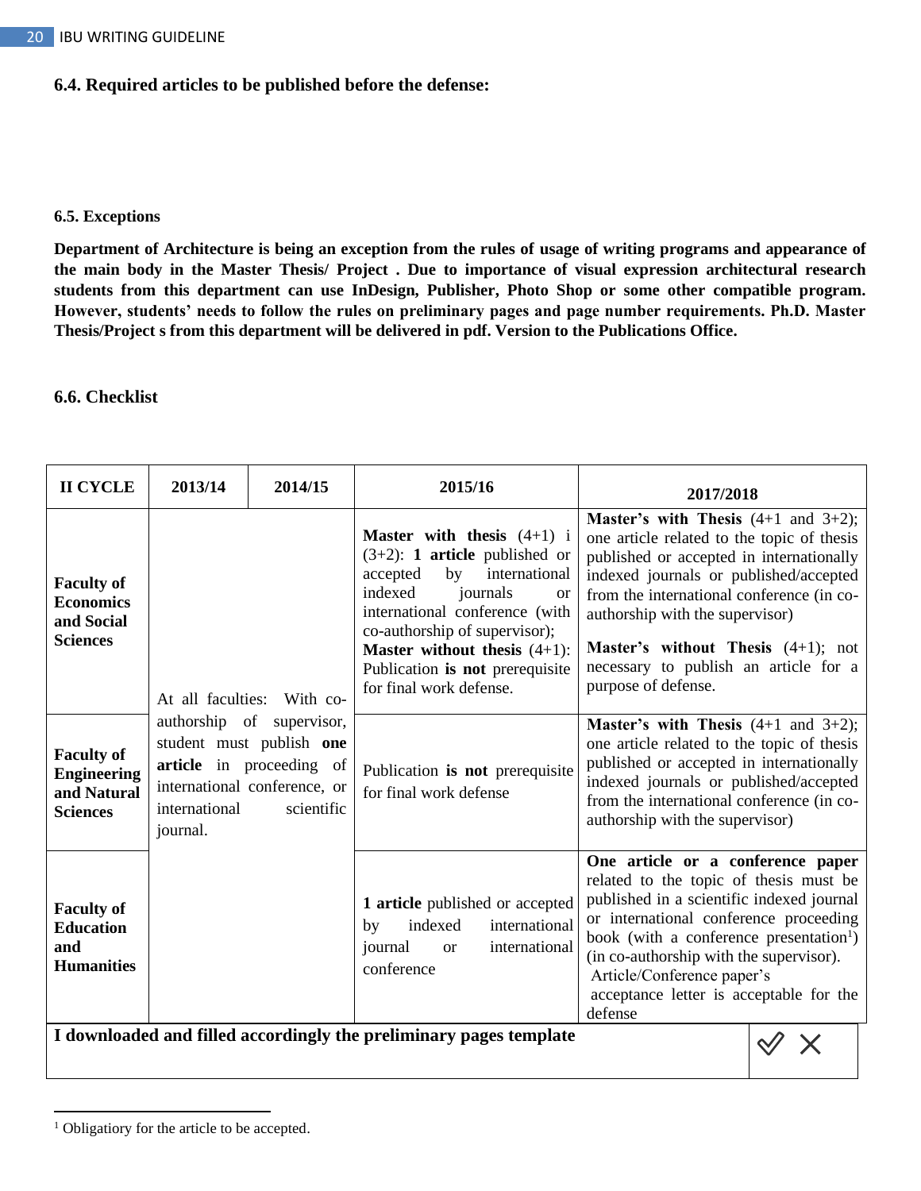### 6.4. Required articles to be published before the defense:

#### 6.5. Exceptions

**Department of Architecture is being an exception from the rules of usage of writing programs and appearance of the main body in the Master Thesis/ Project . Due to importance of visual expression architectural research students from this department can use InDesign, Publisher, Photo Shop or some other compatible program. However, students' needs to follow the rules on preliminary pages and page number requirements. Ph.D. Master Thesis/Project s from this department will be delivered in pdf. Version to the Publications Office.**

### 6.6. Checklist

| II CYCLE | 2013/14 | 2014/15 | 2015/16 | 2017/2018 |
|---|---|---|---|---|
| **Faculty of Economics and Social Sciences** | At all faculties: With co-authorship of supervisor, student must publish **one article** in proceeding of international conference, or international scientific journal. | | **Master with thesis** (4+1) i (3+2): **1 article** published or accepted by international indexed journals or international conference (with co-authorship of supervisor); **Master without thesis** (4+1): Publication **is not** prerequisite for final work defense. | **Master's with Thesis** (4+1 and 3+2); one article related to the topic of thesis published or accepted in internationally indexed journals or published/accepted from the international conference (in co-authorship with the supervisor) **Master's without Thesis** (4+1); not necessary to publish an article for a purpose of defense. |
| **Faculty of Engineering and Natural Sciences** | | | Publication **is not** prerequisite for final work defense | **Master's with Thesis** (4+1 and 3+2); one article related to the topic of thesis published or accepted in internationally indexed journals or published/accepted from the international conference (in co-authorship with the supervisor) |
| **Faculty of Education and Humanities** | | | **1 article** published or accepted by indexed international journal or international conference | **One article or a conference paper** related to the topic of thesis must be published in a scientific indexed journal or international conference proceeding book (with a conference presentation[1]) (in co-authorship with the supervisor). Article/Conference paper's acceptance letter is acceptable for the defense |

| **I downloaded and filled accordingly the preliminary pages template** | ✓ ✗ |
|---|---|

[1] Obligatiory for the article to be accepted.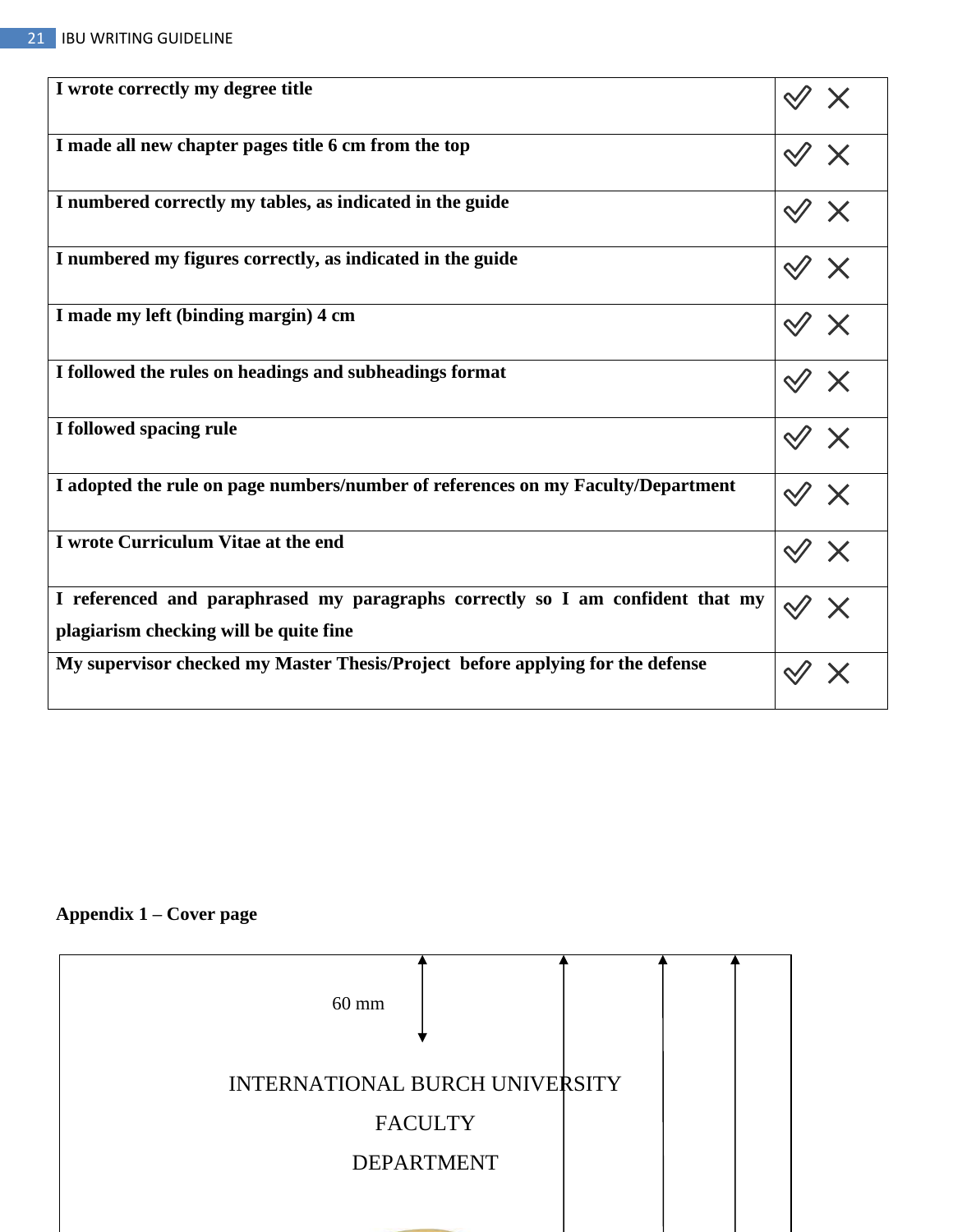| | |
|---|---|
| **I wrote correctly my degree title** | ✓ ✗ |
| **I made all new chapter pages title 6 cm from the top** | ✓ ✗ |
| **I numbered correctly my tables, as indicated in the guide** | ✓ ✗ |
| **I numbered my figures correctly, as indicated in the guide** | ✓ ✗ |
| **I made my left (binding margin) 4 cm** | ✓ ✗ |
| **I followed the rules on headings and subheadings format** | ✓ ✗ |
| **I followed spacing rule** | ✓ ✗ |
| **I adopted the rule on page numbers/number of references on my Faculty/Department** | ✓ ✗ |
| **I wrote Curriculum Vitae at the end** | ✓ ✗ |
| **I referenced and paraphrased my paragraphs correctly so I am confident that my plagiarism checking will be quite fine** | ✓ ✗ |
| **My supervisor checked my Master Thesis/Project before applying for the defense** | ✓ ✗ |

**Appendix 1 – Cover page**

60 mm

INTERNATIONAL BURCH UNIVERSITY

FACULTY

DEPARTMENT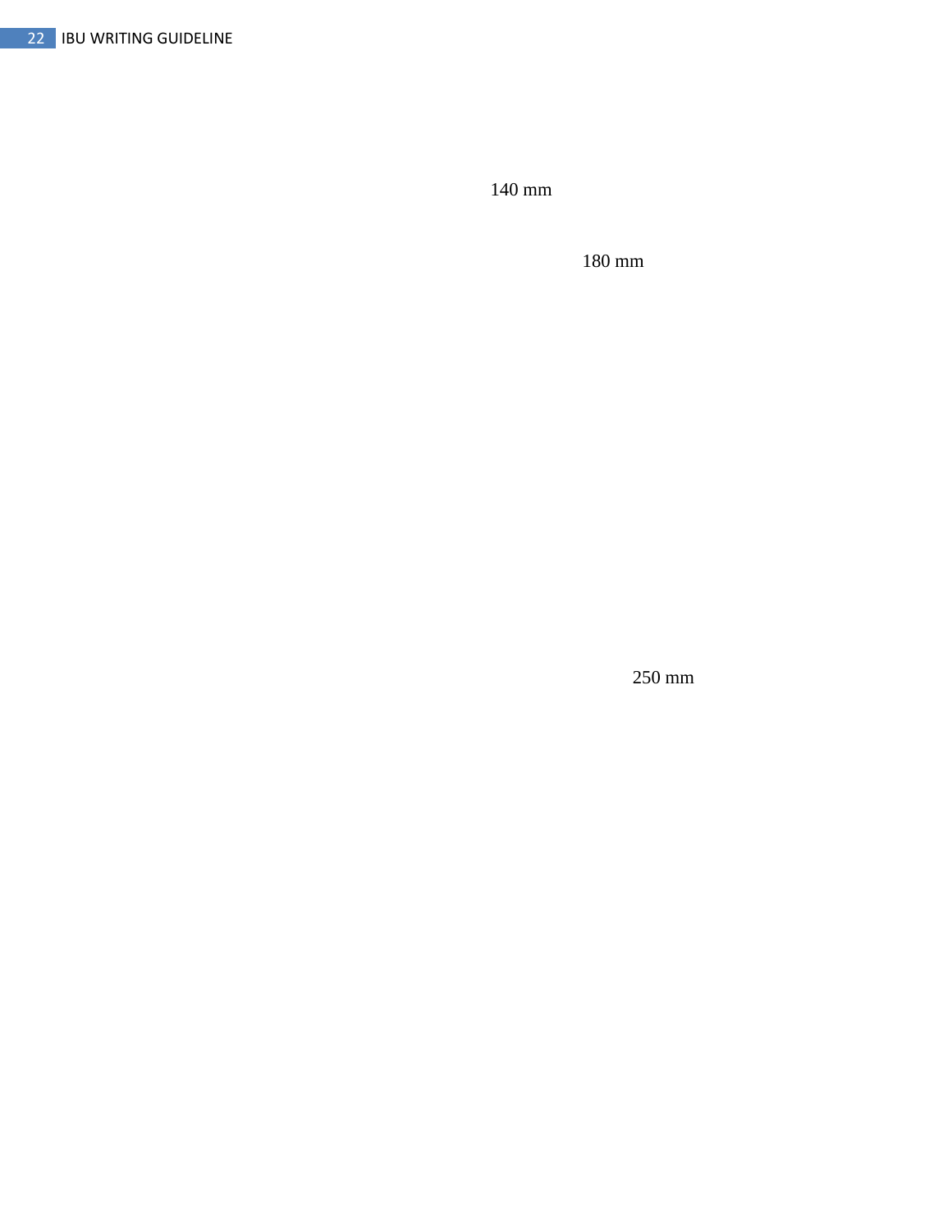140 mm

180 mm

250 mm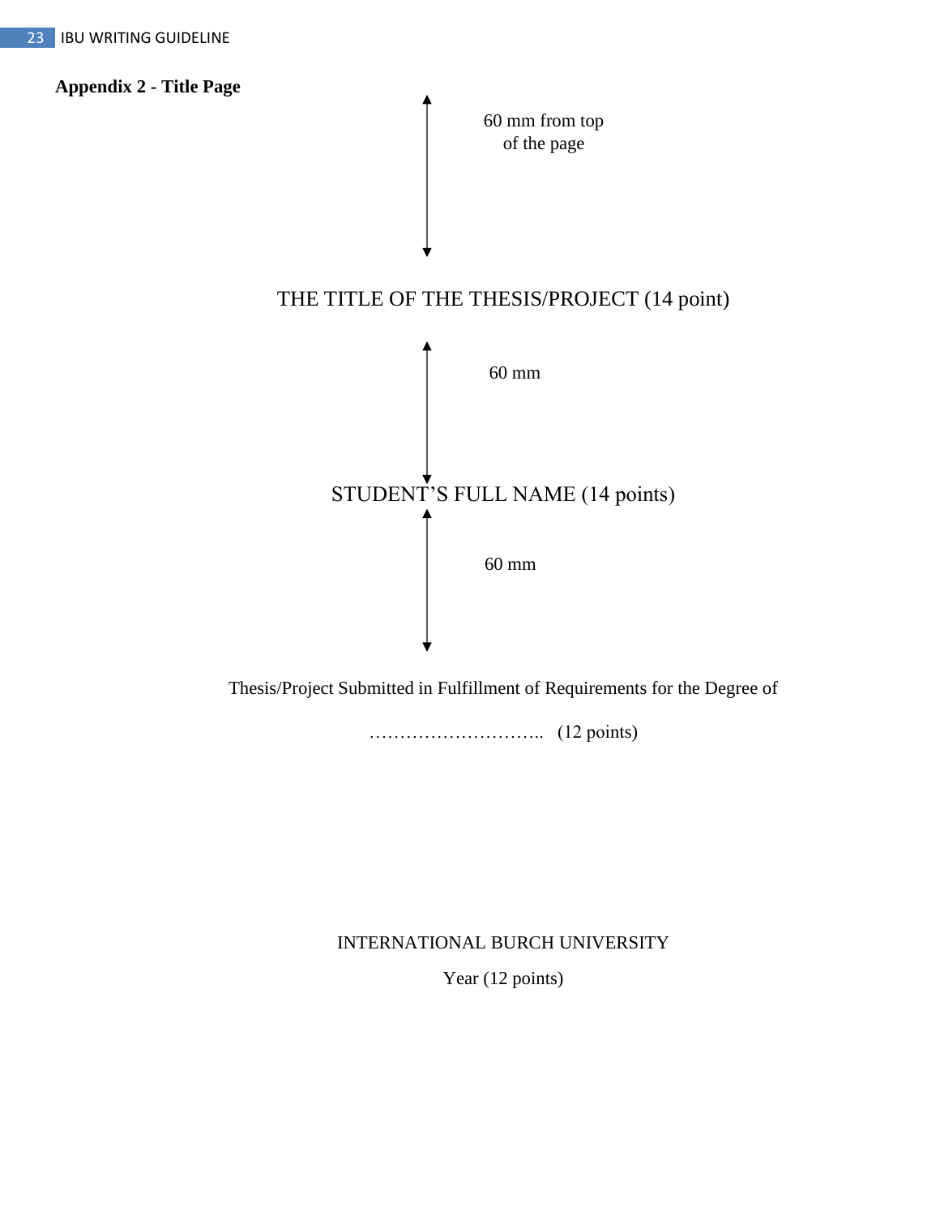**Appendix 2 - Title Page**

60 mm from top of the page

THE TITLE OF THE THESIS/PROJECT (14 point)

60 mm

STUDENT’S FULL NAME (14 points)

60 mm

Thesis/Project Submitted in Fulfillment of Requirements for the Degree of

……………………….. (12 points)

INTERNATIONAL BURCH UNIVERSITY

Year (12 points)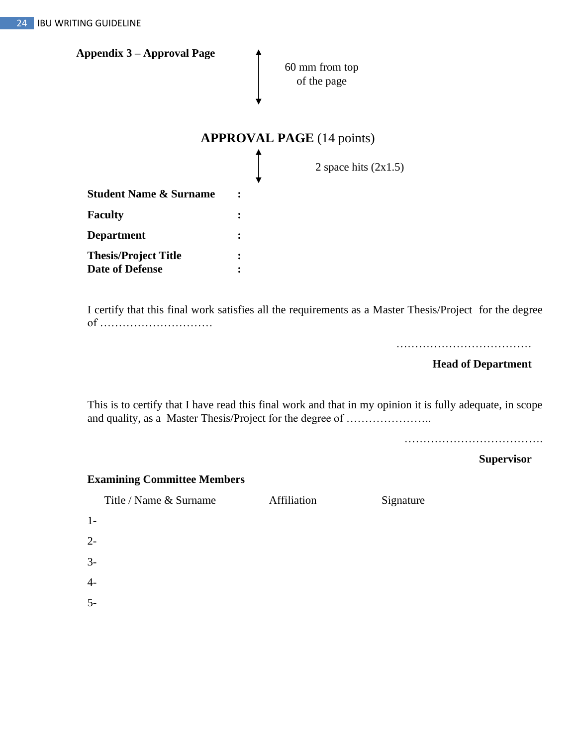**Appendix 3 – Approval Page**

60 mm from top of the page

## APPROVAL PAGE (14 points)

2 space hits (2x1.5)

**Student Name & Surname :**

**Faculty :**

**Department :**

**Thesis/Project Title :**
**Date of Defense :**

I certify that this final work satisfies all the requirements as a Master Thesis/Project for the degree of …………………………

………………………………

**Head of Department**

This is to certify that I have read this final work and that in my opinion it is fully adequate, in scope and quality, as a Master Thesis/Project for the degree of …………………..

……………………………….

**Supervisor**

**Examining Committee Members**

| | Title / Name & Surname | Affiliation | Signature |
|---|---|---|---|
| 1- | | | |
| 2- | | | |
| 3- | | | |
| 4- | | | |
| 5- | | | |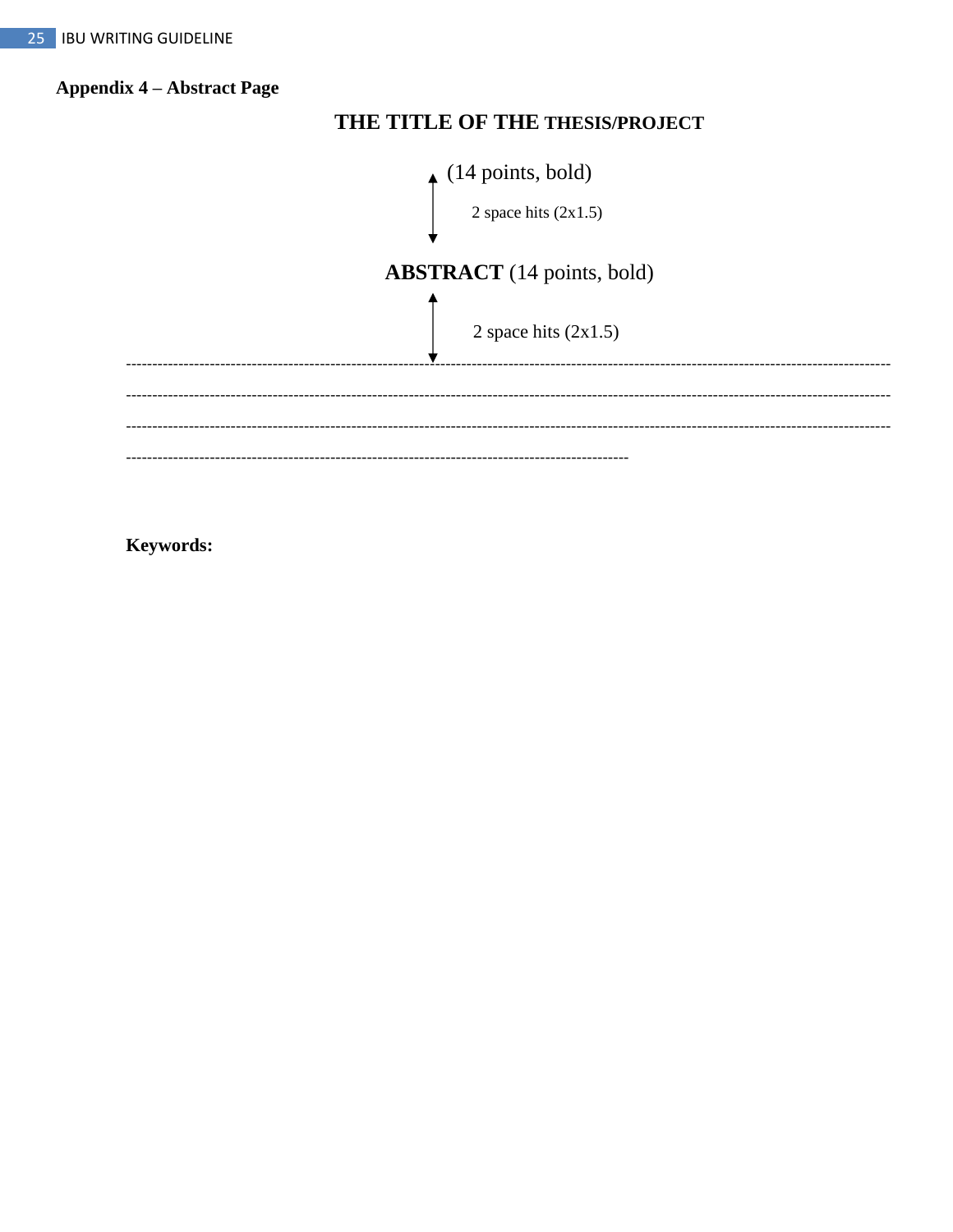**Appendix 4 – Abstract Page**

**THE TITLE OF THE THESIS/PROJECT**

(14 points, bold)

2 space hits (2x1.5)

**ABSTRACT** (14 points, bold)

2 space hits (2x1.5)

------------------------------------------------------------------------------------------------------------------------------------------------------------

------------------------------------------------------------------------------------------------------------------------------------------------------------

------------------------------------------------------------------------------------------------------------------------------------------------------------

------------------------------------------------------------------------------------------------

**Keywords:**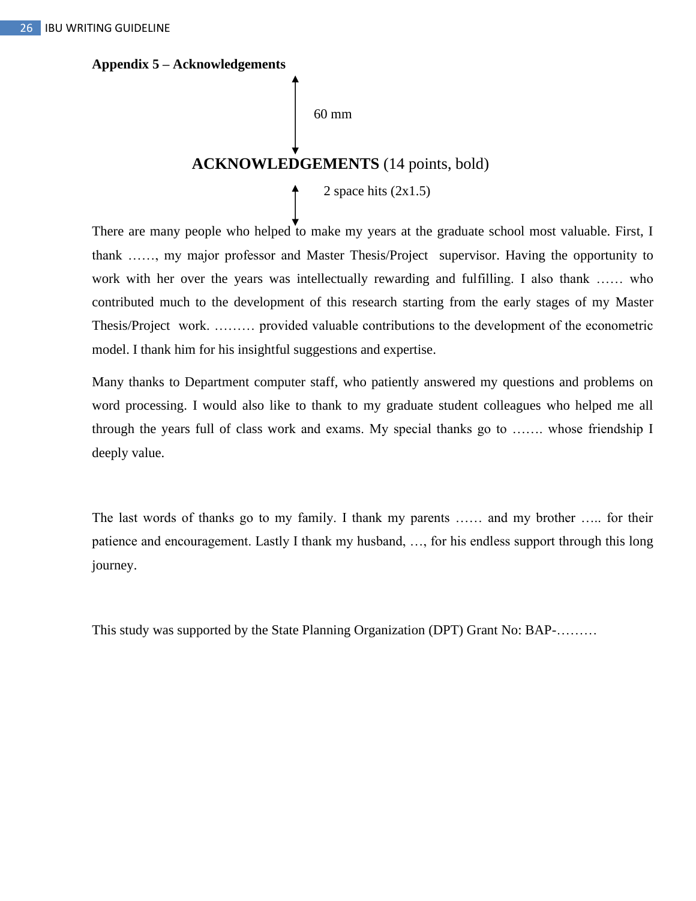**Appendix 5 – Acknowledgements**

60 mm

**ACKNOWLEDGEMENTS** (14 points, bold)

2 space hits (2x1.5)

There are many people who helped to make my years at the graduate school most valuable. First, I thank ……, my major professor and Master Thesis/Project supervisor. Having the opportunity to work with her over the years was intellectually rewarding and fulfilling. I also thank …… who contributed much to the development of this research starting from the early stages of my Master Thesis/Project work. ……… provided valuable contributions to the development of the econometric model. I thank him for his insightful suggestions and expertise.

Many thanks to Department computer staff, who patiently answered my questions and problems on word processing. I would also like to thank to my graduate student colleagues who helped me all through the years full of class work and exams. My special thanks go to ……. whose friendship I deeply value.

The last words of thanks go to my family. I thank my parents …… and my brother ….. for their patience and encouragement. Lastly I thank my husband, …, for his endless support through this long journey.

This study was supported by the State Planning Organization (DPT) Grant No: BAP-………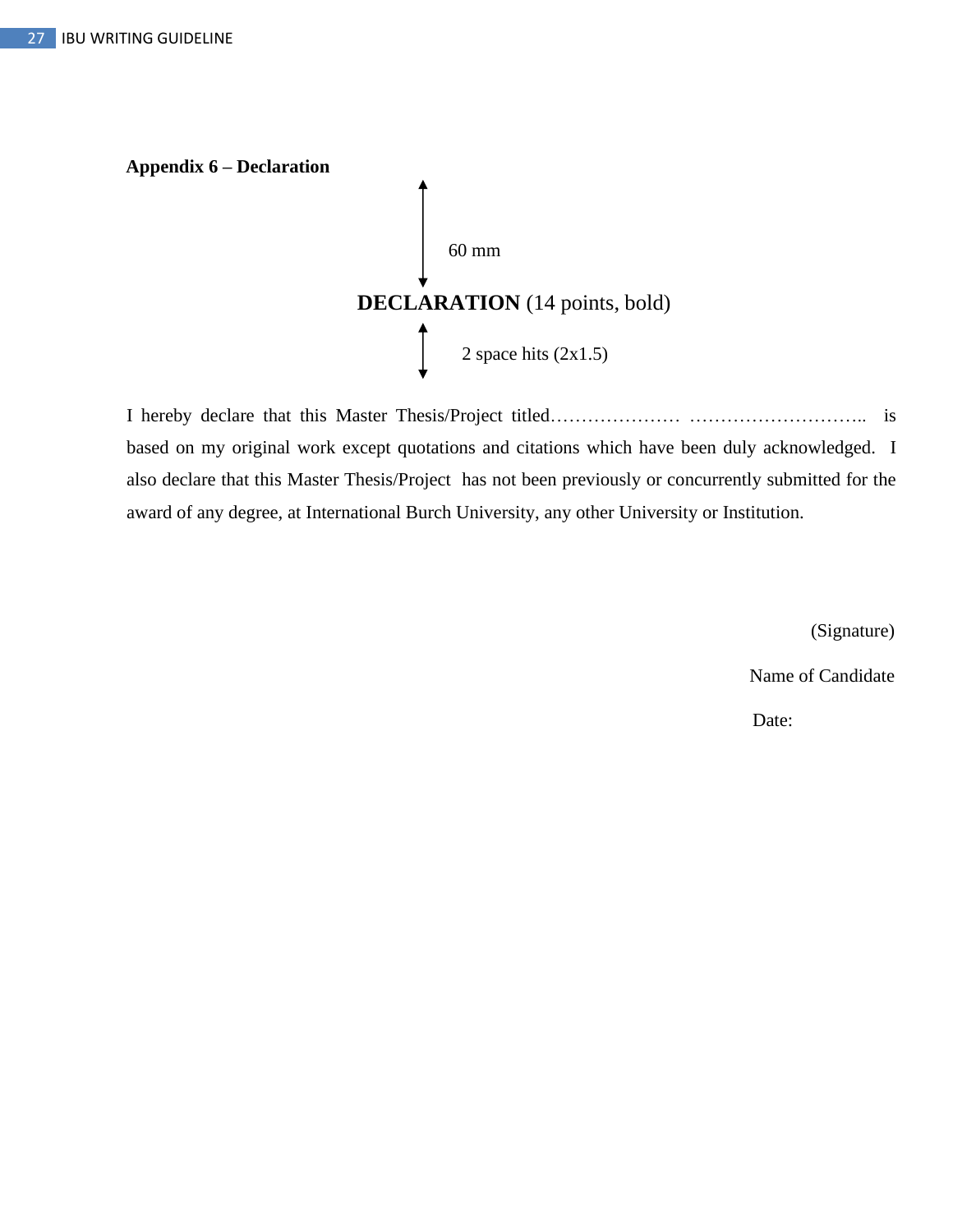**Appendix 6 – Declaration**

60 mm

**DECLARATION** (14 points, bold)

2 space hits (2x1.5)

I hereby declare that this Master Thesis/Project titled………………… ……………………….. is based on my original work except quotations and citations which have been duly acknowledged. I also declare that this Master Thesis/Project has not been previously or concurrently submitted for the award of any degree, at International Burch University, any other University or Institution.

(Signature)

Name of Candidate

Date: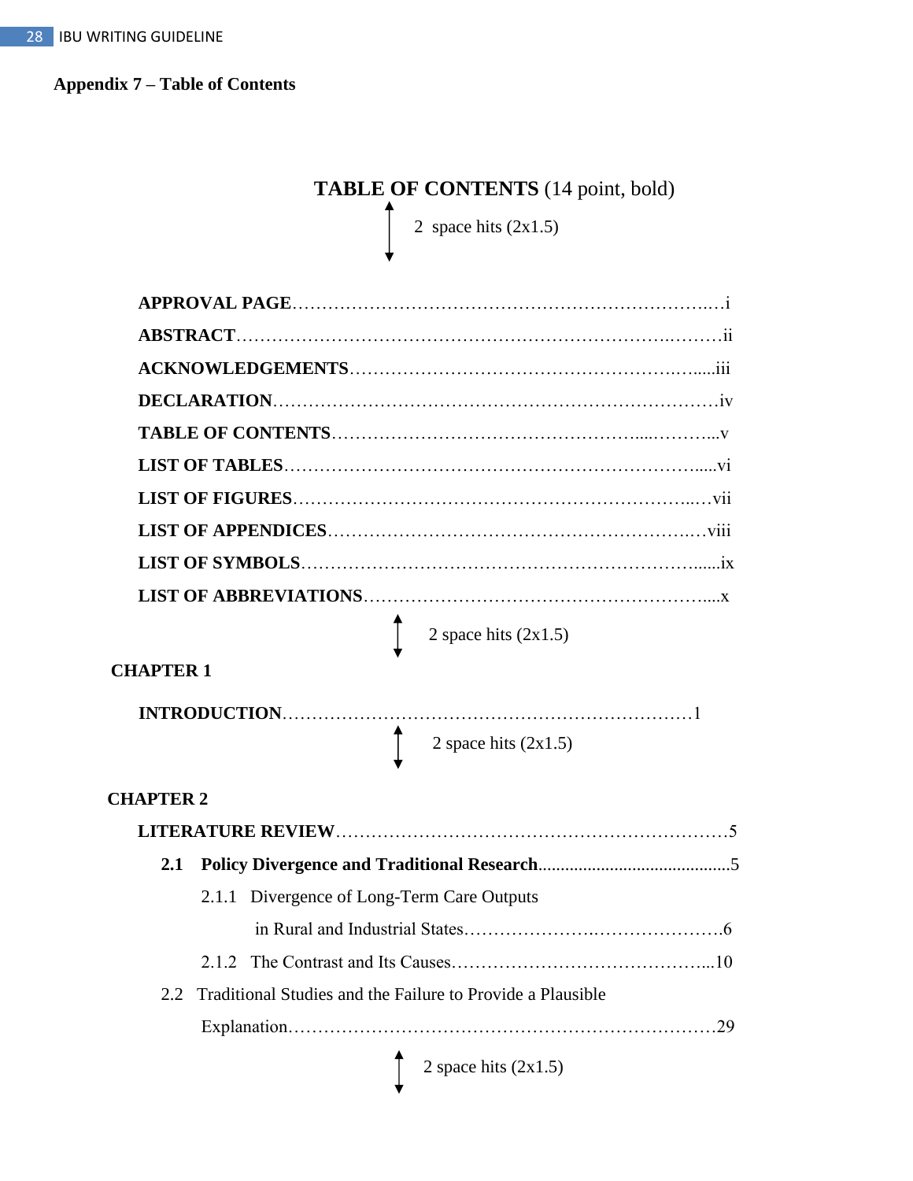**Appendix 7 – Table of Contents**

**TABLE OF CONTENTS** (14 point, bold)

↕ 2 space hits (2x1.5)

**APPROVAL PAGE**……………………………………………………………….…i

**ABSTRACT**…………………………………………………………….………ii

**ACKNOWLEDGEMENTS**………………………………………………….…....iii

**DECLARATION**……………………………………………………………………iv

**TABLE OF CONTENTS**……………………………………………....………...v

**LIST OF TABLES**…………………………………………………………….....vi

**LIST OF FIGURES**………………………………………………………….….vii

**LIST OF APPENDICES**……………………………………………………….…viii

**LIST OF SYMBOLS**……………………………………………………….......ix

**LIST OF ABBREVIATIONS**…………………………………………………....x

↕ 2 space hits (2x1.5)

**CHAPTER 1**

**INTRODUCTION**……………………………………………………………1

↕ 2 space hits (2x1.5)

**CHAPTER 2**

**LITERATURE REVIEW**…………………………………………………………5

**2.1 Policy Divergence and Traditional Research**..........................................5

2.1.1 Divergence of Long-Term Care Outputs
in Rural and Industrial States…………………….…………………6

2.1.2 The Contrast and Its Causes……………………………………...10

2.2 Traditional Studies and the Failure to Provide a Plausible
Explanation………………………………………………………………29

↕ 2 space hits (2x1.5)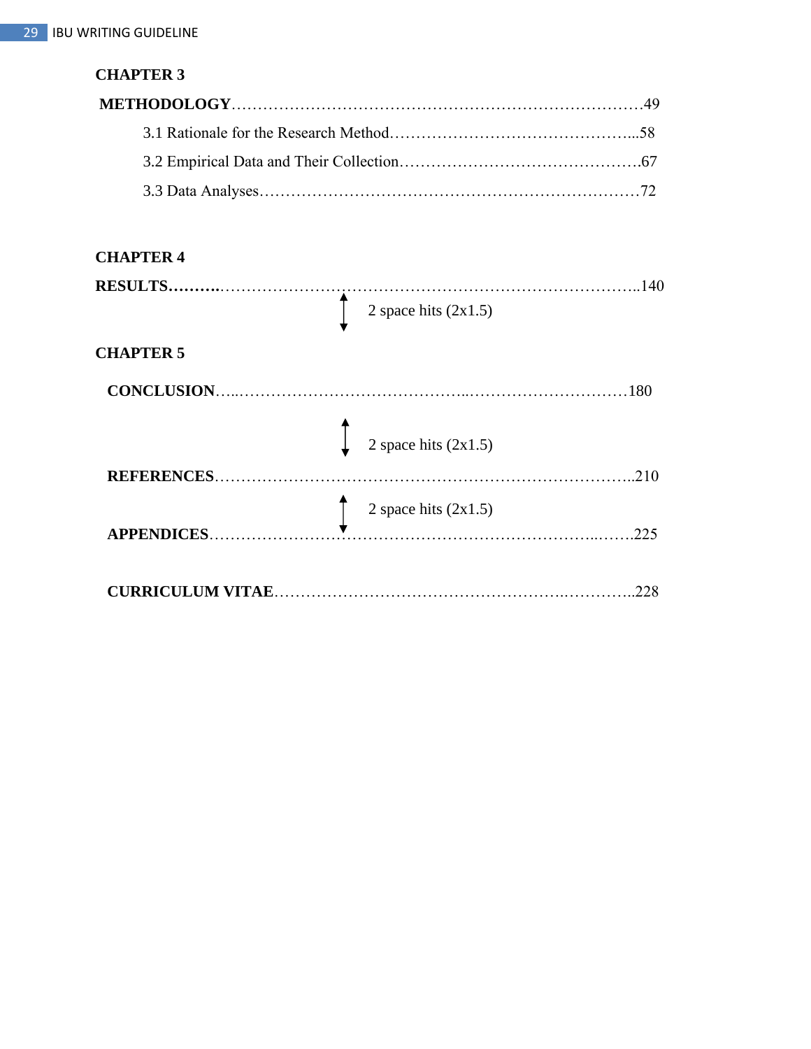**CHAPTER 3**

**METHODOLOGY**……………………………………………………………………….49

3.1 Rationale for the Research Method………………………………………...58

3.2 Empirical Data and Their Collection……………………………………….67

3.3 Data Analyses……………………………………………………………….72

**CHAPTER 4**

**RESULTS……….**………………………………………………………………………..140

2 space hits (2x1.5)

**CHAPTER 5**

**CONCLUSION**…..……………………………………..…………………………180

2 space hits (2x1.5)

**REFERENCES**……………………………………………………………………..210

2 space hits (2x1.5)

**APPENDICES**…………………………………………………………………..…….225

**CURRICULUM VITAE**……………………………………………….…………..228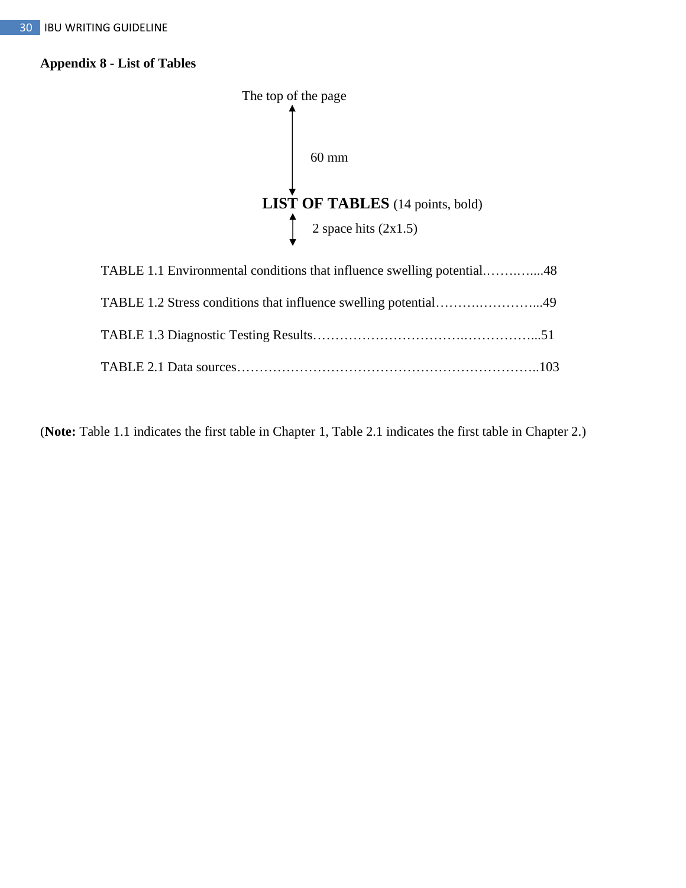**Appendix 8 - List of Tables**

The top of the page

60 mm

**LIST OF TABLES** (14 points, bold)

2 space hits (2x1.5)

TABLE 1.1 Environmental conditions that influence swelling potential.…….…....48

TABLE 1.2 Stress conditions that influence swelling potential……….…………...49

TABLE 1.3 Diagnostic Testing Results…………………………….……………...51

TABLE 2.1 Data sources…………………………………………………………..103

(**Note:** Table 1.1 indicates the first table in Chapter 1, Table 2.1 indicates the first table in Chapter 2.)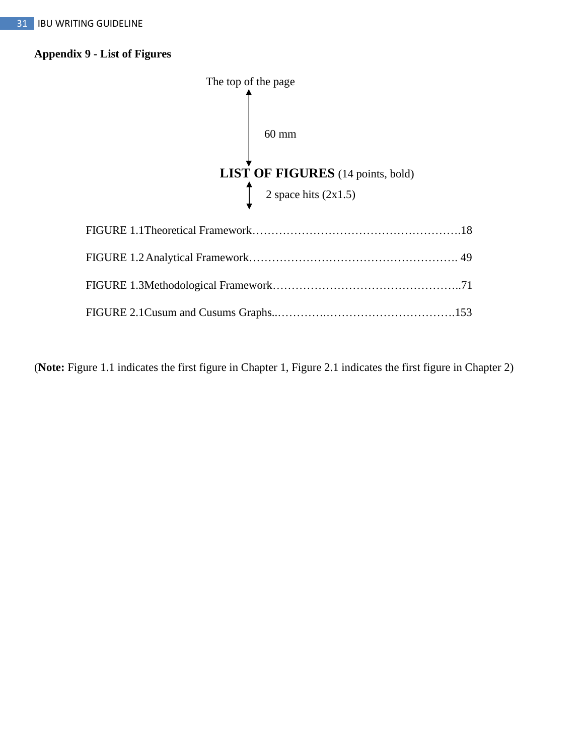**Appendix 9 - List of Figures**

The top of the page

60 mm

**LIST OF FIGURES** (14 points, bold)

2 space hits (2x1.5)

FIGURE 1.1Theoretical Framework……………………………………………….18

FIGURE 1.2 Analytical Framework………………………………………………. 49

FIGURE 1.3Methodological Framework…………………………………………..71

FIGURE 2.1Cusum and Cusums Graphs..…………..…………………………….153

(**Note:** Figure 1.1 indicates the first figure in Chapter 1, Figure 2.1 indicates the first figure in Chapter 2)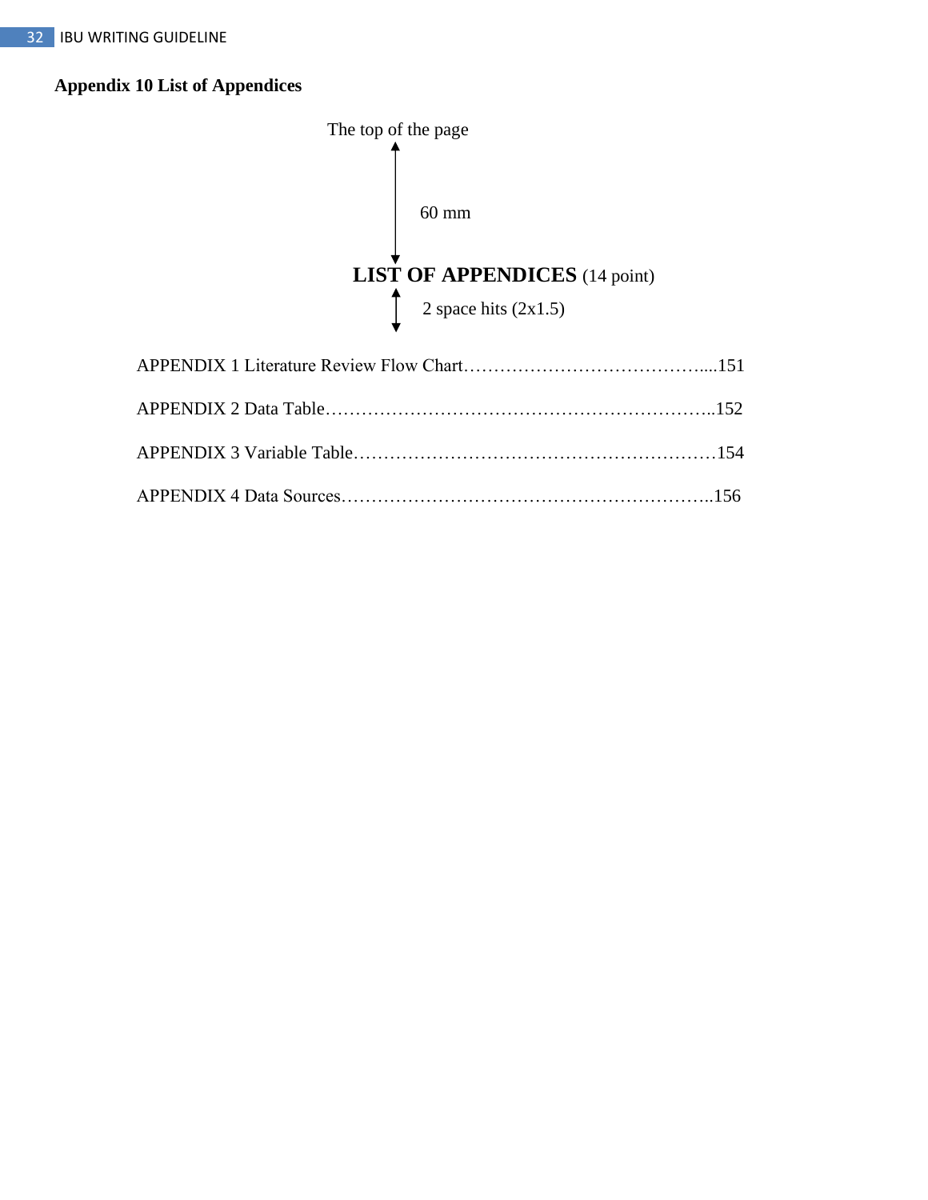**Appendix 10 List of Appendices**

The top of the page

60 mm

**LIST OF APPENDICES** (14 point)

2 space hits (2x1.5)

APPENDIX 1 Literature Review Flow Chart…………………………………....151

APPENDIX 2 Data Table………………………………………………………..152

APPENDIX 3 Variable Table……………………………………………………154

APPENDIX 4 Data Sources……………………………………………………..156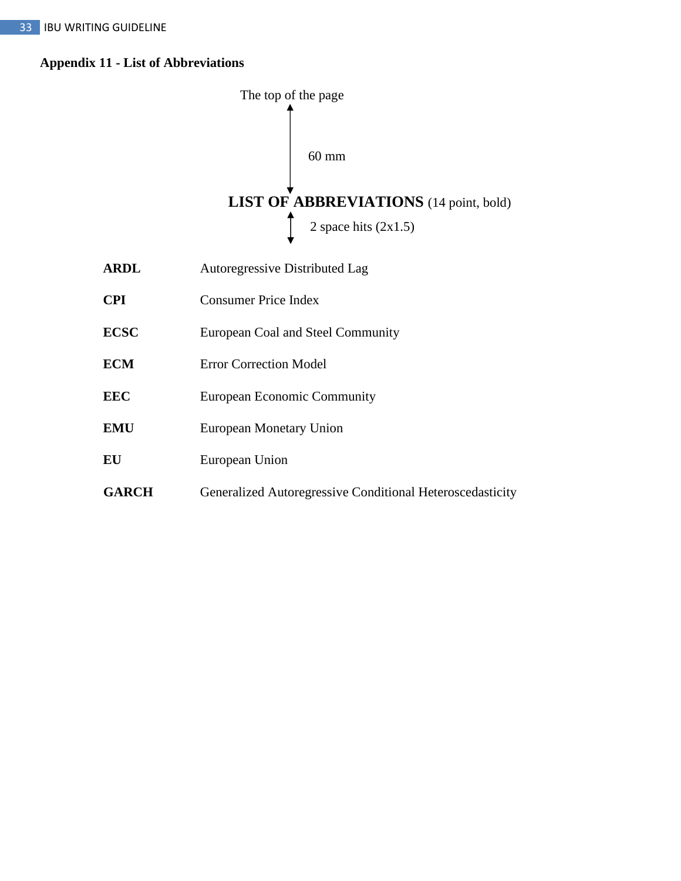**Appendix 11 - List of Abbreviations**

The top of the page

60 mm

**LIST OF ABBREVIATIONS** (14 point, bold)

2 space hits (2x1.5)

| | |
|---|---|
| **ARDL** | Autoregressive Distributed Lag |
| **CPI** | Consumer Price Index |
| **ECSC** | European Coal and Steel Community |
| **ECM** | Error Correction Model |
| **EEC** | European Economic Community |
| **EMU** | European Monetary Union |
| **EU** | European Union |
| **GARCH** | Generalized Autoregressive Conditional Heteroscedasticity |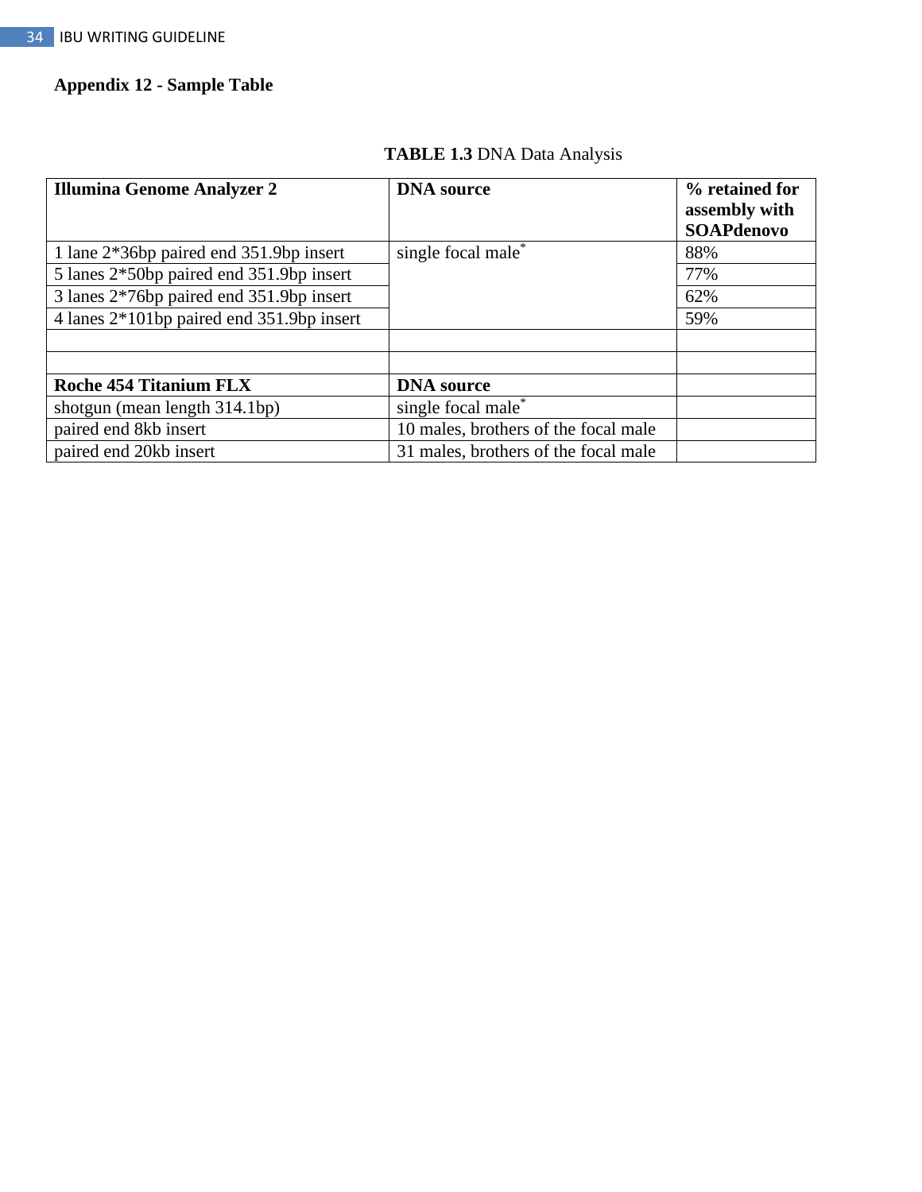**Appendix 12 - Sample Table**

**TABLE 1.3** DNA Data Analysis

| **Illumina Genome Analyzer 2** | **DNA source** | **% retained for assembly with SOAPdenovo** |
|---|---|---|
| 1 lane 2*36bp paired end 351.9bp insert | single focal male* | 88% |
| 5 lanes 2*50bp paired end 351.9bp insert | | 77% |
| 3 lanes 2*76bp paired end 351.9bp insert | | 62% |
| 4 lanes 2*101bp paired end 351.9bp insert | | 59% |
| | | |
| | | |
| **Roche 454 Titanium FLX** | **DNA source** | |
| shotgun (mean length 314.1bp) | single focal male* | |
| paired end 8kb insert | 10 males, brothers of the focal male | |
| paired end 20kb insert | 31 males, brothers of the focal male | |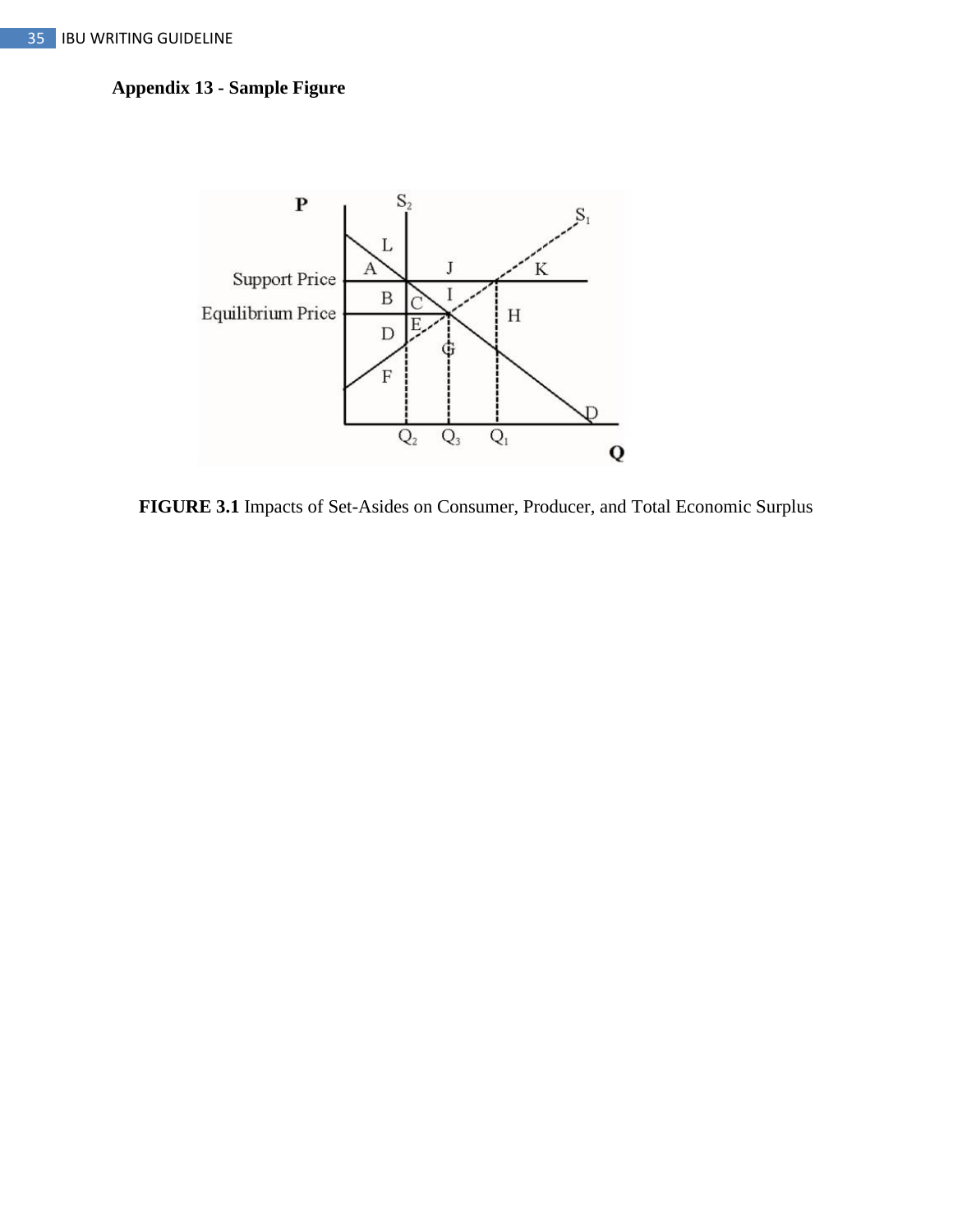**Appendix 13 - Sample Figure**

**FIGURE 3.1** Impacts of Set-Asides on Consumer, Producer, and Total Economic Surplus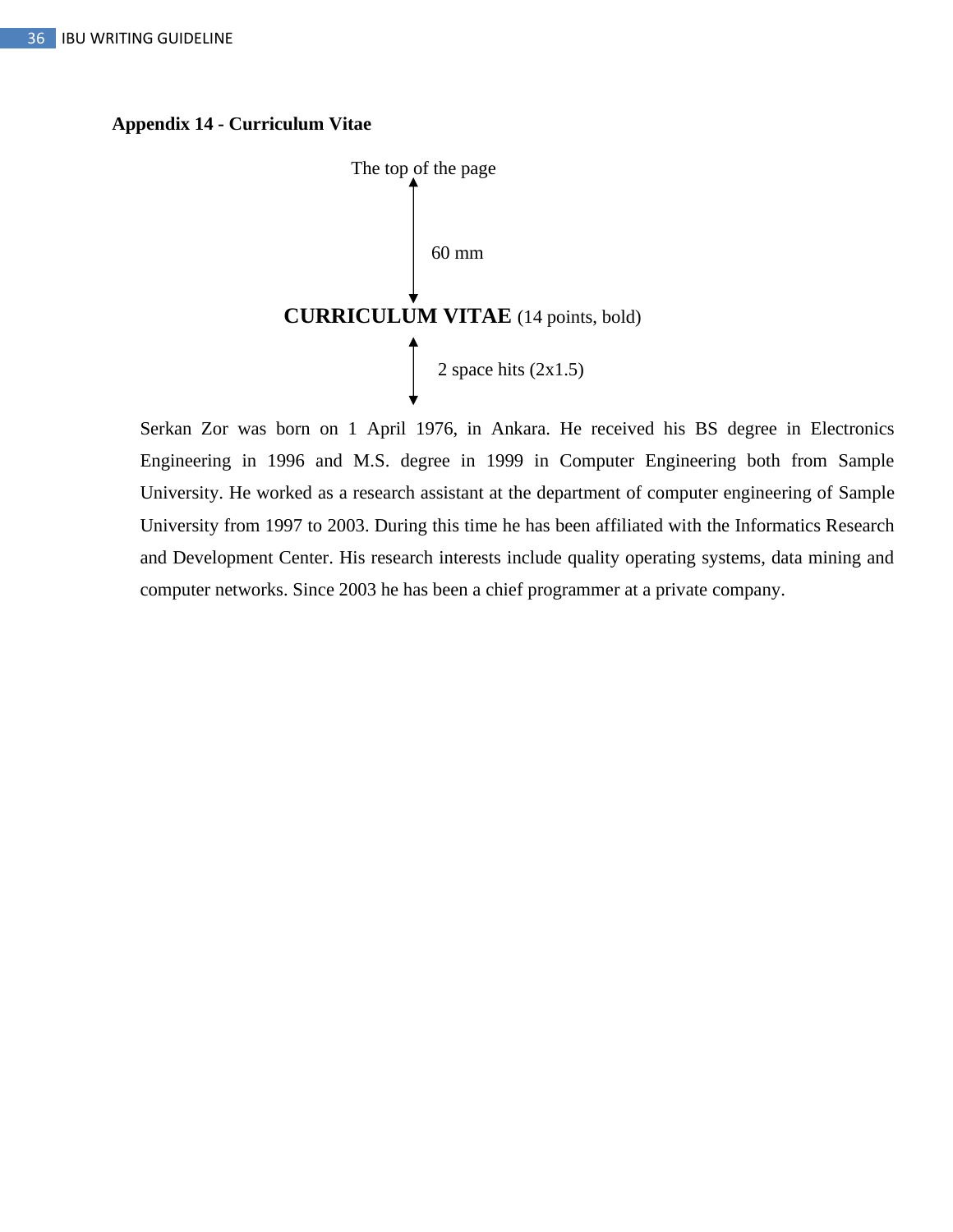**Appendix 14 - Curriculum Vitae**

The top of the page

60 mm

**CURRICULUM VITAE** (14 points, bold)

2 space hits (2x1.5)

Serkan Zor was born on 1 April 1976, in Ankara. He received his BS degree in Electronics Engineering in 1996 and M.S. degree in 1999 in Computer Engineering both from Sample University. He worked as a research assistant at the department of computer engineering of Sample University from 1997 to 2003. During this time he has been affiliated with the Informatics Research and Development Center. His research interests include quality operating systems, data mining and computer networks. Since 2003 he has been a chief programmer at a private company.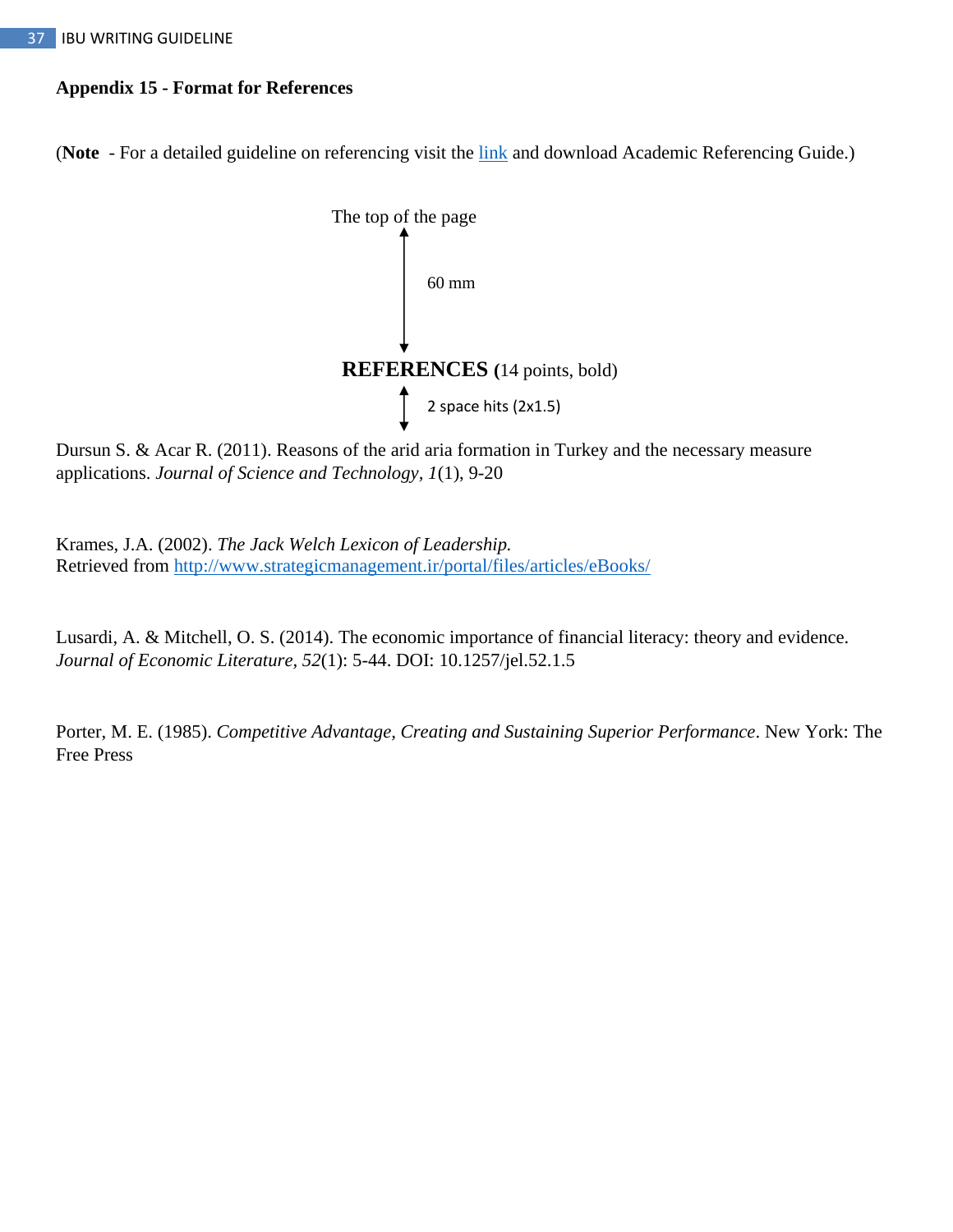**Appendix 15 - Format for References**

(**Note** - For a detailed guideline on referencing visit the link and download Academic Referencing Guide.)

The top of the page

60 mm

**REFERENCES** (14 points, bold)

2 space hits (2x1.5)

Dursun S. & Acar R. (2011). Reasons of the arid aria formation in Turkey and the necessary measure applications. *Journal of Science and Technology*, *1*(1), 9-20

Krames, J.A. (2002). *The Jack Welch Lexicon of Leadership.*
Retrieved from http://www.strategicmanagement.ir/portal/files/articles/eBooks/

Lusardi, A. & Mitchell, O. S. (2014). The economic importance of financial literacy: theory and evidence. *Journal of Economic Literature*, *52*(1): 5-44. DOI: 10.1257/jel.52.1.5

Porter, M. E. (1985). *Competitive Advantage, Creating and Sustaining Superior Performance*. New York: The Free Press